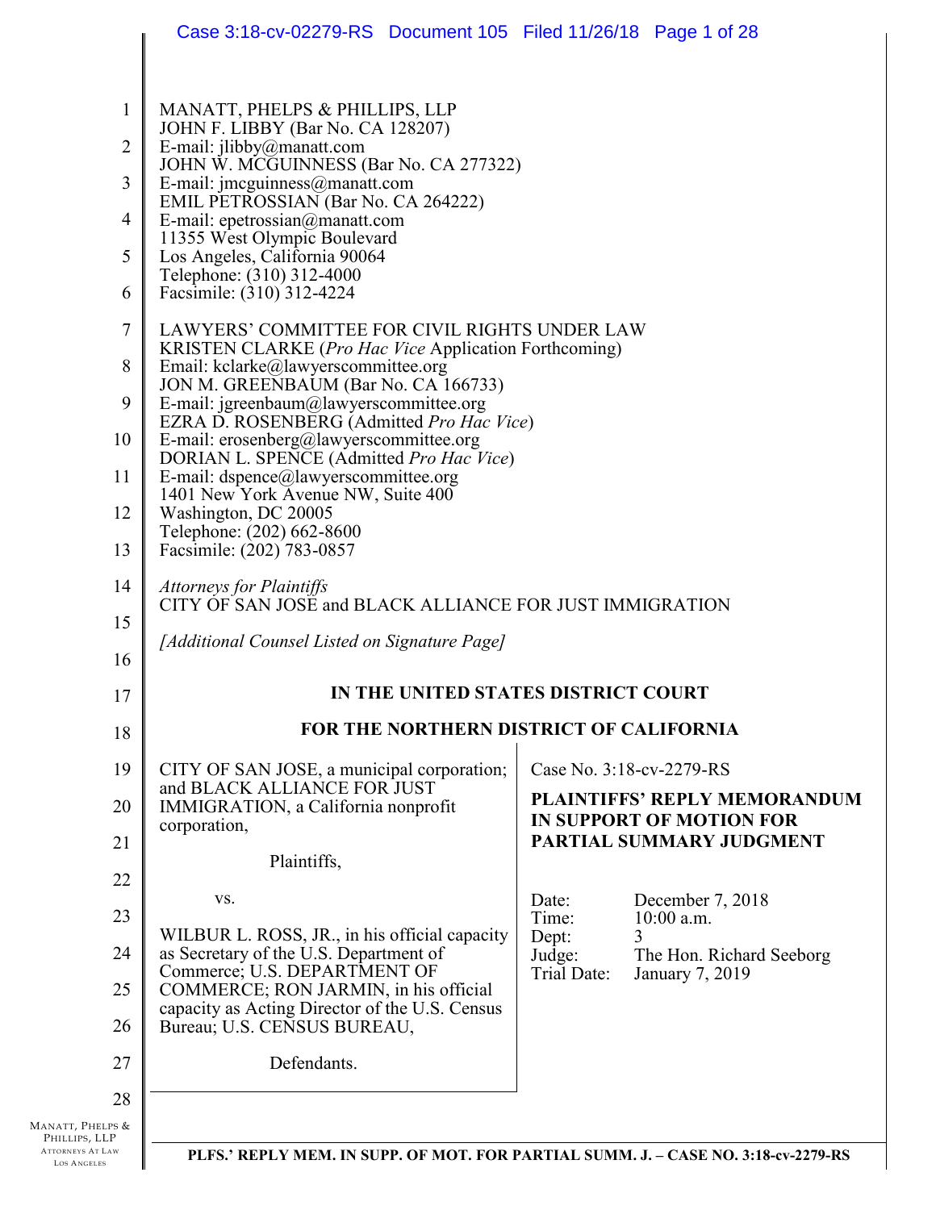MANATT, PHELPS & PHILLIPS, LLP
JOHN F. LIBBY (Bar No. CA 128207)
E-mail: jlibby@manatt.com
JOHN W. MCGUINNESS (Bar No. CA 277322)
E-mail: jmcguinness@manatt.com
EMIL PETROSSIAN (Bar No. CA 264222)
E-mail: epetrossian@manatt.com
11355 West Olympic Boulevard
Los Angeles, California 90064
Telephone: (310) 312-4000
Facsimile: (310) 312-4224

LAWYERS' COMMITTEE FOR CIVIL RIGHTS UNDER LAW
KRISTEN CLARKE (*Pro Hac Vice* Application Forthcoming)
Email: kclarke@lawyerscommittee.org
JON M. GREENBAUM (Bar No. CA 166733)
E-mail: jgreenbaum@lawyerscommittee.org
EZRA D. ROSENBERG (Admitted *Pro Hac Vice*)
E-mail: erosenberg@lawyerscommittee.org
DORIAN L. SPENCE (Admitted *Pro Hac Vice*)
E-mail: dspence@lawyerscommittee.org
1401 New York Avenue NW, Suite 400
Washington, DC 20005
Telephone: (202) 662-8600
Facsimile: (202) 783-0857

*Attorneys for Plaintiffs*
CITY OF SAN JOSE and BLACK ALLIANCE FOR JUST IMMIGRATION

*[Additional Counsel Listed on Signature Page]*

**IN THE UNITED STATES DISTRICT COURT**

**FOR THE NORTHERN DISTRICT OF CALIFORNIA**

CITY OF SAN JOSE, a municipal corporation; and BLACK ALLIANCE FOR JUST IMMIGRATION, a California nonprofit corporation,

Plaintiffs,

vs.

WILBUR L. ROSS, JR., in his official capacity as Secretary of the U.S. Department of Commerce; U.S. DEPARTMENT OF COMMERCE; RON JARMIN, in his official capacity as Acting Director of the U.S. Census Bureau; U.S. CENSUS BUREAU,

Defendants.

Case No. 3:18-cv-2279-RS

**PLAINTIFFS' REPLY MEMORANDUM IN SUPPORT OF MOTION FOR PARTIAL SUMMARY JUDGMENT**

| | |
|---|---|
| Date: | December 7, 2018 |
| Time: | 10:00 a.m. |
| Dept: | 3 |
| Judge: | The Hon. Richard Seeborg |
| Trial Date: | January 7, 2019 |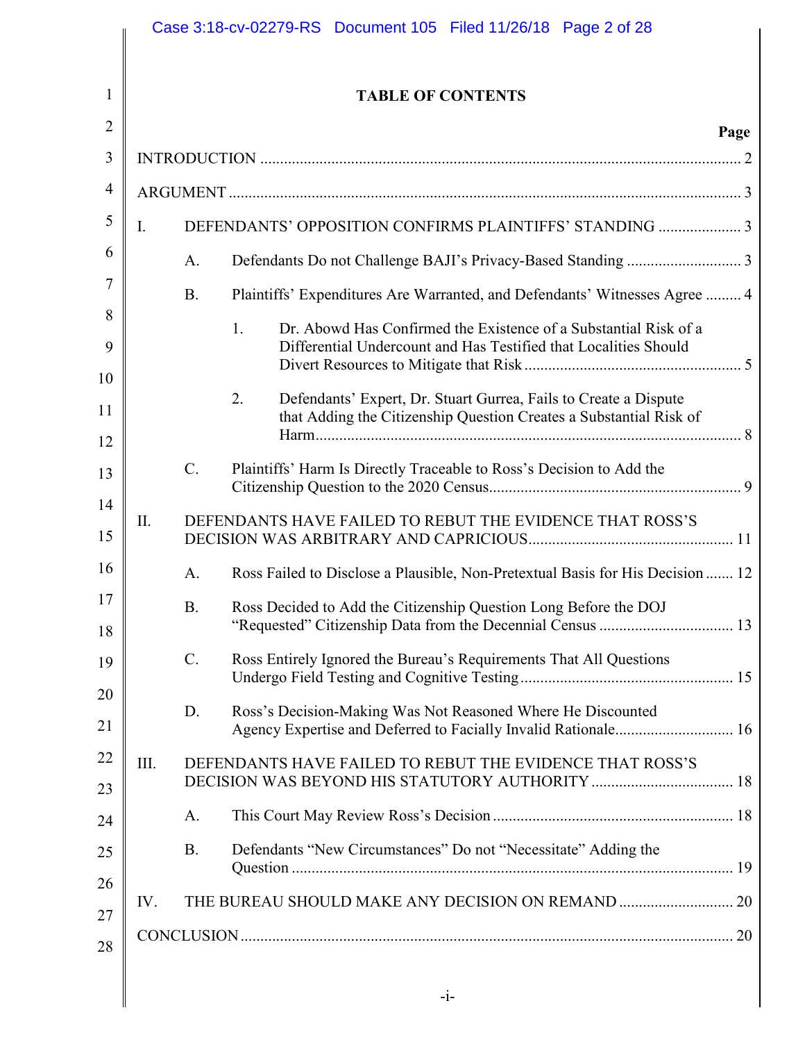# TABLE OF CONTENTS

| | Page |
|---|---|
| INTRODUCTION | 2 |
| ARGUMENT | 3 |
| I. DEFENDANTS' OPPOSITION CONFIRMS PLAINTIFFS' STANDING | 3 |
| A. Defendants Do not Challenge BAJI's Privacy-Based Standing | 3 |
| B. Plaintiffs' Expenditures Are Warranted, and Defendants' Witnesses Agree | 4 |
| 1. Dr. Abowd Has Confirmed the Existence of a Substantial Risk of a Differential Undercount and Has Testified that Localities Should Divert Resources to Mitigate that Risk | 5 |
| 2. Defendants' Expert, Dr. Stuart Gurrea, Fails to Create a Dispute that Adding the Citizenship Question Creates a Substantial Risk of Harm | 8 |
| C. Plaintiffs' Harm Is Directly Traceable to Ross's Decision to Add the Citizenship Question to the 2020 Census | 9 |
| II. DEFENDANTS HAVE FAILED TO REBUT THE EVIDENCE THAT ROSS'S DECISION WAS ARBITRARY AND CAPRICIOUS | 11 |
| A. Ross Failed to Disclose a Plausible, Non-Pretextual Basis for His Decision | 12 |
| B. Ross Decided to Add the Citizenship Question Long Before the DOJ "Requested" Citizenship Data from the Decennial Census | 13 |
| C. Ross Entirely Ignored the Bureau's Requirements That All Questions Undergo Field Testing and Cognitive Testing | 15 |
| D. Ross's Decision-Making Was Not Reasoned Where He Discounted Agency Expertise and Deferred to Facially Invalid Rationale | 16 |
| III. DEFENDANTS HAVE FAILED TO REBUT THE EVIDENCE THAT ROSS'S DECISION WAS BEYOND HIS STATUTORY AUTHORITY | 18 |
| A. This Court May Review Ross's Decision | 18 |
| B. Defendants "New Circumstances" Do not "Necessitate" Adding the Question | 19 |
| IV. THE BUREAU SHOULD MAKE ANY DECISION ON REMAND | 20 |
| CONCLUSION | 20 |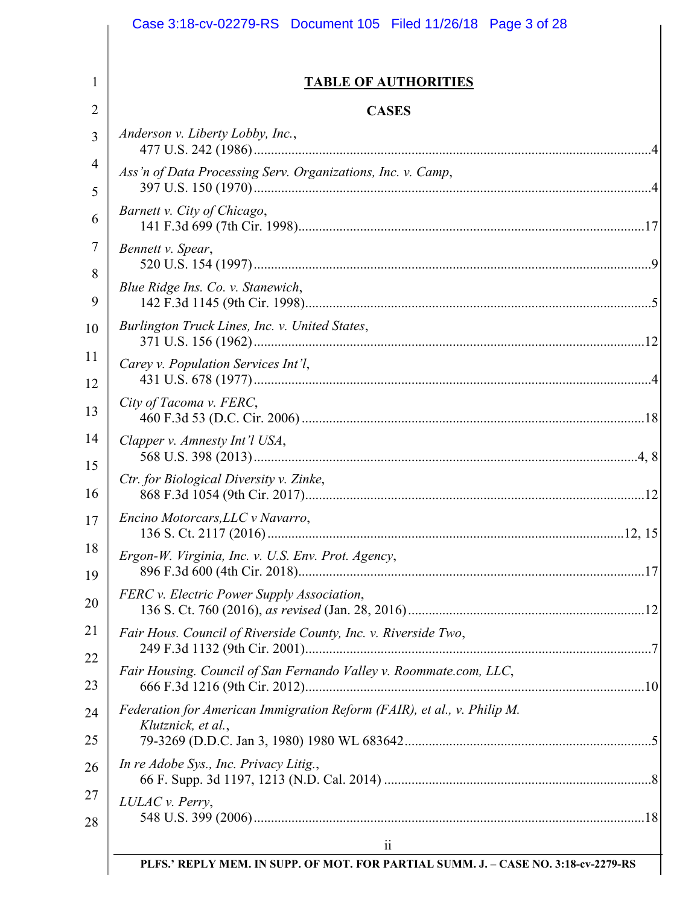# TABLE OF AUTHORITIES

## CASES

*Anderson v. Liberty Lobby, Inc.*,
477 U.S. 242 (1986) .......... 4

*Ass'n of Data Processing Serv. Organizations, Inc. v. Camp*,
397 U.S. 150 (1970) .......... 4

*Barnett v. City of Chicago*,
141 F.3d 699 (7th Cir. 1998) .......... 17

*Bennett v. Spear*,
520 U.S. 154 (1997) .......... 9

*Blue Ridge Ins. Co. v. Stanewich*,
142 F.3d 1145 (9th Cir. 1998) .......... 5

*Burlington Truck Lines, Inc. v. United States*,
371 U.S. 156 (1962) .......... 12

*Carey v. Population Services Int'l*,
431 U.S. 678 (1977) .......... 4

*City of Tacoma v. FERC*,
460 F.3d 53 (D.C. Cir. 2006) .......... 18

*Clapper v. Amnesty Int'l USA*,
568 U.S. 398 (2013) .......... 4, 8

*Ctr. for Biological Diversity v. Zinke*,
868 F.3d 1054 (9th Cir. 2017) .......... 12

*Encino Motorcars,LLC v Navarro*,
136 S. Ct. 2117 (2016) .......... 12, 15

*Ergon-W. Virginia, Inc. v. U.S. Env. Prot. Agency*,
896 F.3d 600 (4th Cir. 2018) .......... 17

*FERC v. Electric Power Supply Association*,
136 S. Ct. 760 (2016), *as revised* (Jan. 28, 2016) .......... 12

*Fair Hous. Council of Riverside County, Inc. v. Riverside Two*,
249 F.3d 1132 (9th Cir. 2001) .......... 7

*Fair Housing. Council of San Fernando Valley v. Roommate.com, LLC*,
666 F.3d 1216 (9th Cir. 2012) .......... 10

*Federation for American Immigration Reform (FAIR), et al., v. Philip M. Klutznick, et al.*,
79-3269 (D.D.C. Jan 3, 1980) 1980 WL 683642 .......... 5

*In re Adobe Sys., Inc. Privacy Litig.*,
66 F. Supp. 3d 1197, 1213 (N.D. Cal. 2014) .......... 8

*LULAC v. Perry*,
548 U.S. 399 (2006) .......... 18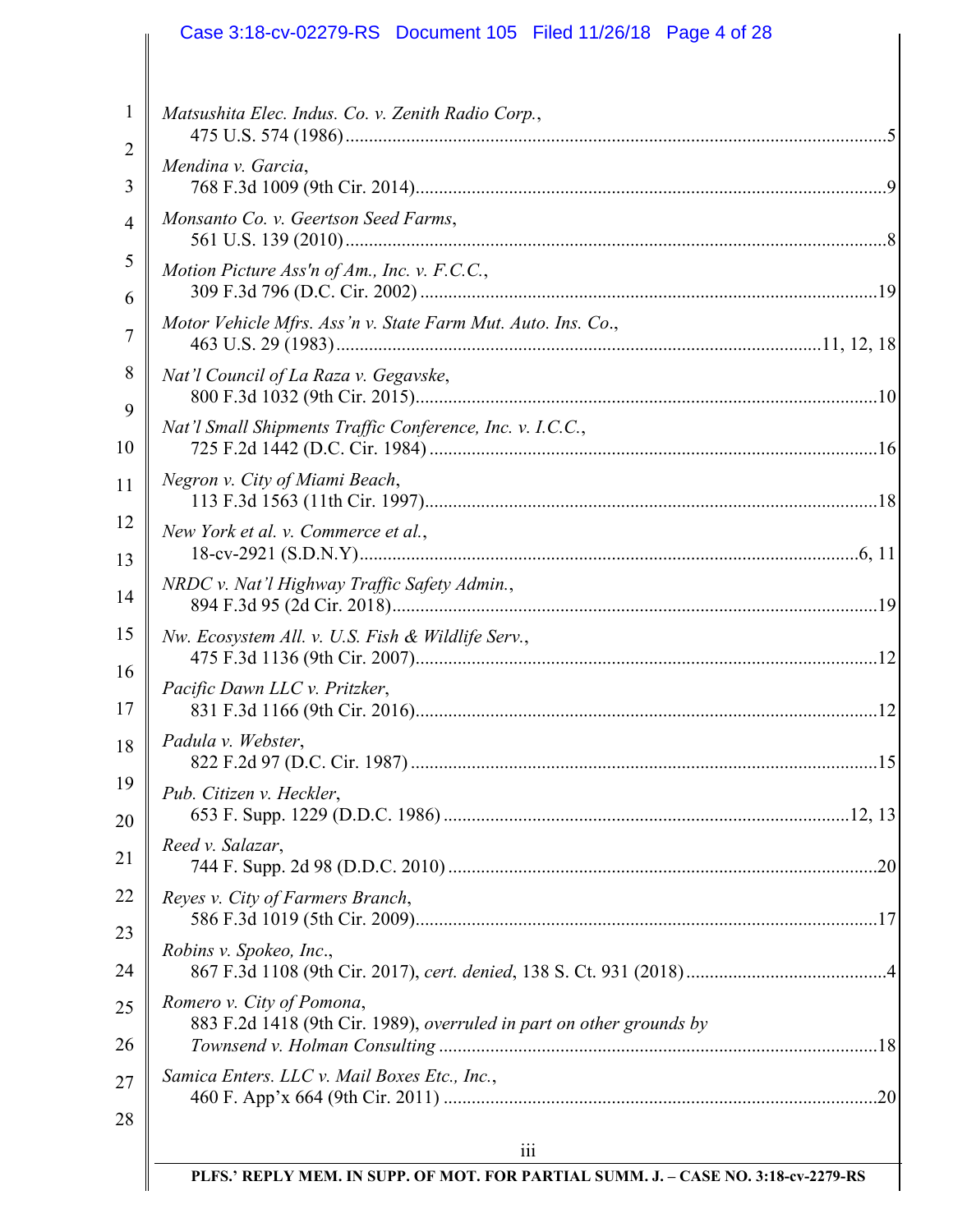*Matsushita Elec. Indus. Co. v. Zenith Radio Corp.*,
475 U.S. 574 (1986) ....... 5

*Mendina v. Garcia*,
768 F.3d 1009 (9th Cir. 2014) ....... 9

*Monsanto Co. v. Geertson Seed Farms*,
561 U.S. 139 (2010) ....... 8

*Motion Picture Ass'n of Am., Inc. v. F.C.C.*,
309 F.3d 796 (D.C. Cir. 2002) ....... 19

*Motor Vehicle Mfrs. Ass'n v. State Farm Mut. Auto. Ins. Co.*,
463 U.S. 29 (1983) ....... 11, 12, 18

*Nat'l Council of La Raza v. Gegavske*,
800 F.3d 1032 (9th Cir. 2015) ....... 10

*Nat'l Small Shipments Traffic Conference, Inc. v. I.C.C.*,
725 F.2d 1442 (D.C. Cir. 1984) ....... 16

*Negron v. City of Miami Beach*,
113 F.3d 1563 (11th Cir. 1997) ....... 18

*New York et al. v. Commerce et al.*,
18-cv-2921 (S.D.N.Y) ....... 6, 11

*NRDC v. Nat'l Highway Traffic Safety Admin.*,
894 F.3d 95 (2d Cir. 2018) ....... 19

*Nw. Ecosystem All. v. U.S. Fish & Wildlife Serv.*,
475 F.3d 1136 (9th Cir. 2007) ....... 12

*Pacific Dawn LLC v. Pritzker*,
831 F.3d 1166 (9th Cir. 2016) ....... 12

*Padula v. Webster*,
822 F.2d 97 (D.C. Cir. 1987) ....... 15

*Pub. Citizen v. Heckler*,
653 F. Supp. 1229 (D.D.C. 1986) ....... 12, 13

*Reed v. Salazar*,
744 F. Supp. 2d 98 (D.D.C. 2010) ....... 20

*Reyes v. City of Farmers Branch*,
586 F.3d 1019 (5th Cir. 2009) ....... 17

*Robins v. Spokeo, Inc.*,
867 F.3d 1108 (9th Cir. 2017), *cert. denied*, 138 S. Ct. 931 (2018) ....... 4

*Romero v. City of Pomona*,
883 F.2d 1418 (9th Cir. 1989), *overruled in part on other grounds by Townsend v. Holman Consulting* ....... 18

*Samica Enters. LLC v. Mail Boxes Etc., Inc.*,
460 F. App'x 664 (9th Cir. 2011) ....... 20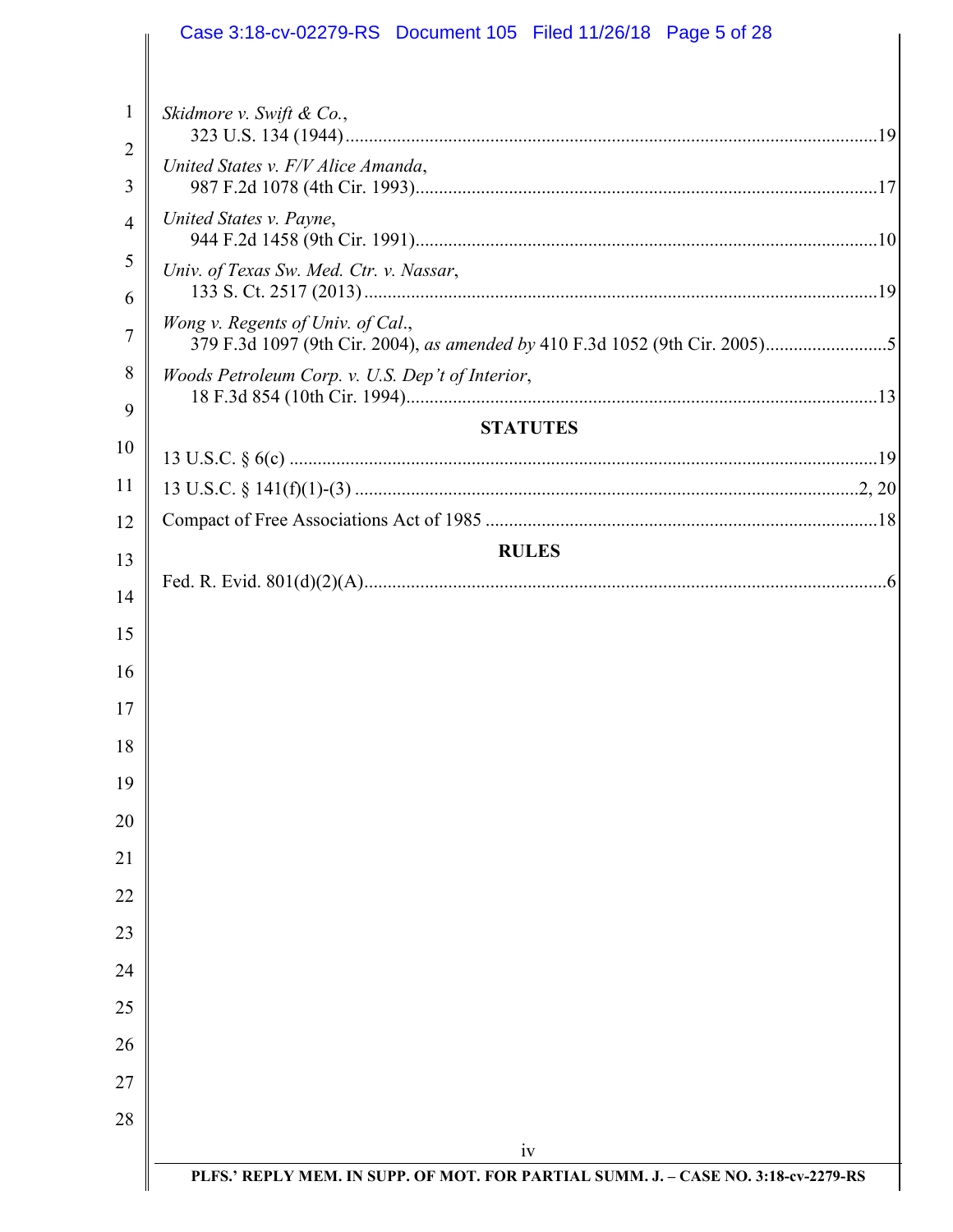*Skidmore v. Swift & Co.*,
323 U.S. 134 (1944) ........................................................................................................19

*United States v. F/V Alice Amanda*,
987 F.2d 1078 (4th Cir. 1993)..........................................................................................17

*United States v. Payne*,
944 F.2d 1458 (9th Cir. 1991)..........................................................................................10

*Univ. of Texas Sw. Med. Ctr. v. Nassar*,
133 S. Ct. 2517 (2013) .....................................................................................................19

*Wong v. Regents of Univ. of Cal.*,
379 F.3d 1097 (9th Cir. 2004), *as amended by* 410 F.3d 1052 (9th Cir. 2005)..........................5

*Woods Petroleum Corp. v. U.S. Dep't of Interior*,
18 F.3d 854 (10th Cir. 1994)............................................................................................13

**STATUTES**

13 U.S.C. § 6(c) .....................................................................................................................19

13 U.S.C. § 141(f)(1)-(3) ...................................................................................................2, 20

Compact of Free Associations Act of 1985 ............................................................................18

**RULES**

Fed. R. Evid. 801(d)(2)(A)........................................................................................................6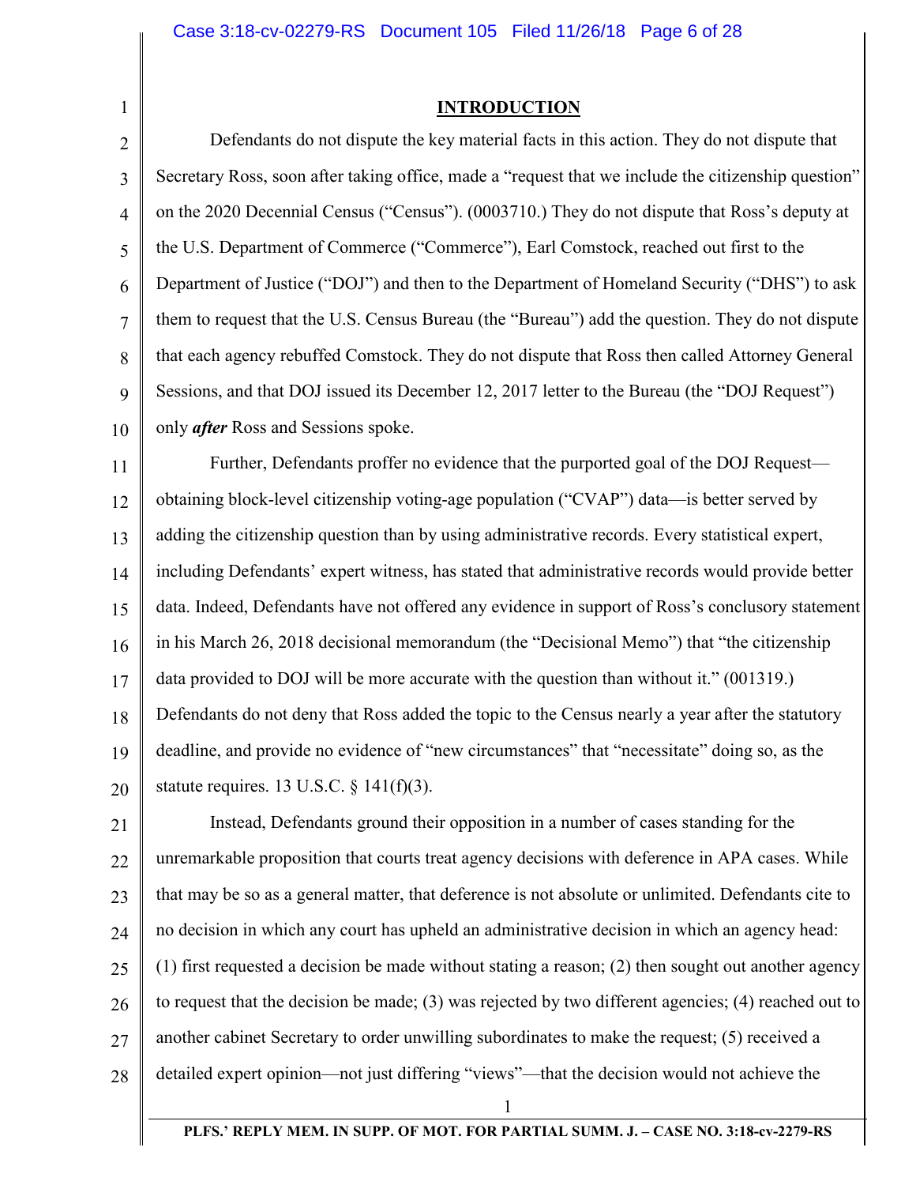## INTRODUCTION

Defendants do not dispute the key material facts in this action. They do not dispute that Secretary Ross, soon after taking office, made a "request that we include the citizenship question" on the 2020 Decennial Census ("Census"). (0003710.) They do not dispute that Ross's deputy at the U.S. Department of Commerce ("Commerce"), Earl Comstock, reached out first to the Department of Justice ("DOJ") and then to the Department of Homeland Security ("DHS") to ask them to request that the U.S. Census Bureau (the "Bureau") add the question. They do not dispute that each agency rebuffed Comstock. They do not dispute that Ross then called Attorney General Sessions, and that DOJ issued its December 12, 2017 letter to the Bureau (the "DOJ Request") only ***after*** Ross and Sessions spoke.

Further, Defendants proffer no evidence that the purported goal of the DOJ Request—obtaining block-level citizenship voting-age population ("CVAP") data—is better served by adding the citizenship question than by using administrative records. Every statistical expert, including Defendants' expert witness, has stated that administrative records would provide better data. Indeed, Defendants have not offered any evidence in support of Ross's conclusory statement in his March 26, 2018 decisional memorandum (the "Decisional Memo") that "the citizenship data provided to DOJ will be more accurate with the question than without it." (001319.) Defendants do not deny that Ross added the topic to the Census nearly a year after the statutory deadline, and provide no evidence of "new circumstances" that "necessitate" doing so, as the statute requires. 13 U.S.C. § 141(f)(3).

Instead, Defendants ground their opposition in a number of cases standing for the unremarkable proposition that courts treat agency decisions with deference in APA cases. While that may be so as a general matter, that deference is not absolute or unlimited. Defendants cite to no decision in which any court has upheld an administrative decision in which an agency head: (1) first requested a decision be made without stating a reason; (2) then sought out another agency to request that the decision be made; (3) was rejected by two different agencies; (4) reached out to another cabinet Secretary to order unwilling subordinates to make the request; (5) received a detailed expert opinion—not just differing "views"—that the decision would not achieve the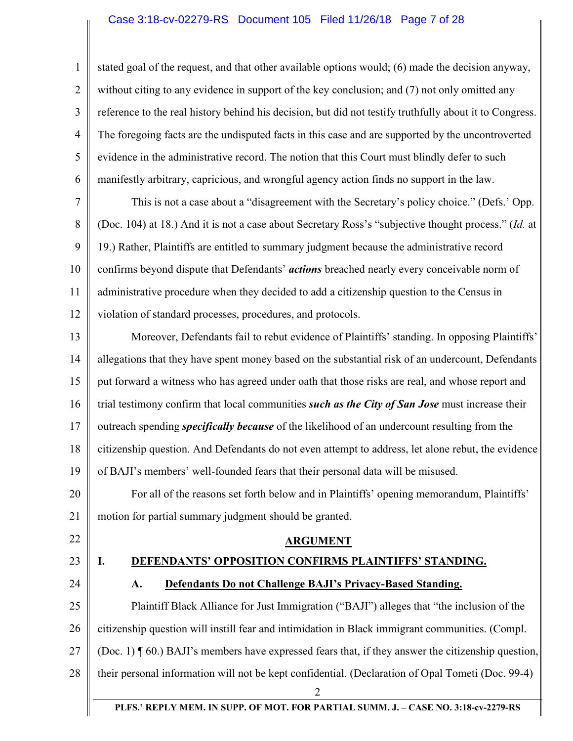stated goal of the request, and that other available options would; (6) made the decision anyway, without citing to any evidence in support of the key conclusion; and (7) not only omitted any reference to the real history behind his decision, but did not testify truthfully about it to Congress. The foregoing facts are the undisputed facts in this case and are supported by the uncontroverted evidence in the administrative record. The notion that this Court must blindly defer to such manifestly arbitrary, capricious, and wrongful agency action finds no support in the law.

This is not a case about a "disagreement with the Secretary's policy choice." (Defs.' Opp. (Doc. 104) at 18.) And it is not a case about Secretary Ross's "subjective thought process." (*Id.* at 19.) Rather, Plaintiffs are entitled to summary judgment because the administrative record confirms beyond dispute that Defendants' ***actions*** breached nearly every conceivable norm of administrative procedure when they decided to add a citizenship question to the Census in violation of standard processes, procedures, and protocols.

Moreover, Defendants fail to rebut evidence of Plaintiffs' standing. In opposing Plaintiffs' allegations that they have spent money based on the substantial risk of an undercount, Defendants put forward a witness who has agreed under oath that those risks are real, and whose report and trial testimony confirm that local communities ***such as the City of San Jose*** must increase their outreach spending ***specifically because*** of the likelihood of an undercount resulting from the citizenship question. And Defendants do not even attempt to address, let alone rebut, the evidence of BAJI's members' well-founded fears that their personal data will be misused.

For all of the reasons set forth below and in Plaintiffs' opening memorandum, Plaintiffs' motion for partial summary judgment should be granted.

## ARGUMENT

### I. DEFENDANTS' OPPOSITION CONFIRMS PLAINTIFFS' STANDING.

#### A. Defendants Do not Challenge BAJI's Privacy-Based Standing.

Plaintiff Black Alliance for Just Immigration ("BAJI") alleges that "the inclusion of the citizenship question will instill fear and intimidation in Black immigrant communities. (Compl. (Doc. 1) ¶ 60.) BAJI's members have expressed fears that, if they answer the citizenship question, their personal information will not be kept confidential. (Declaration of Opal Tometi (Doc. 99-4)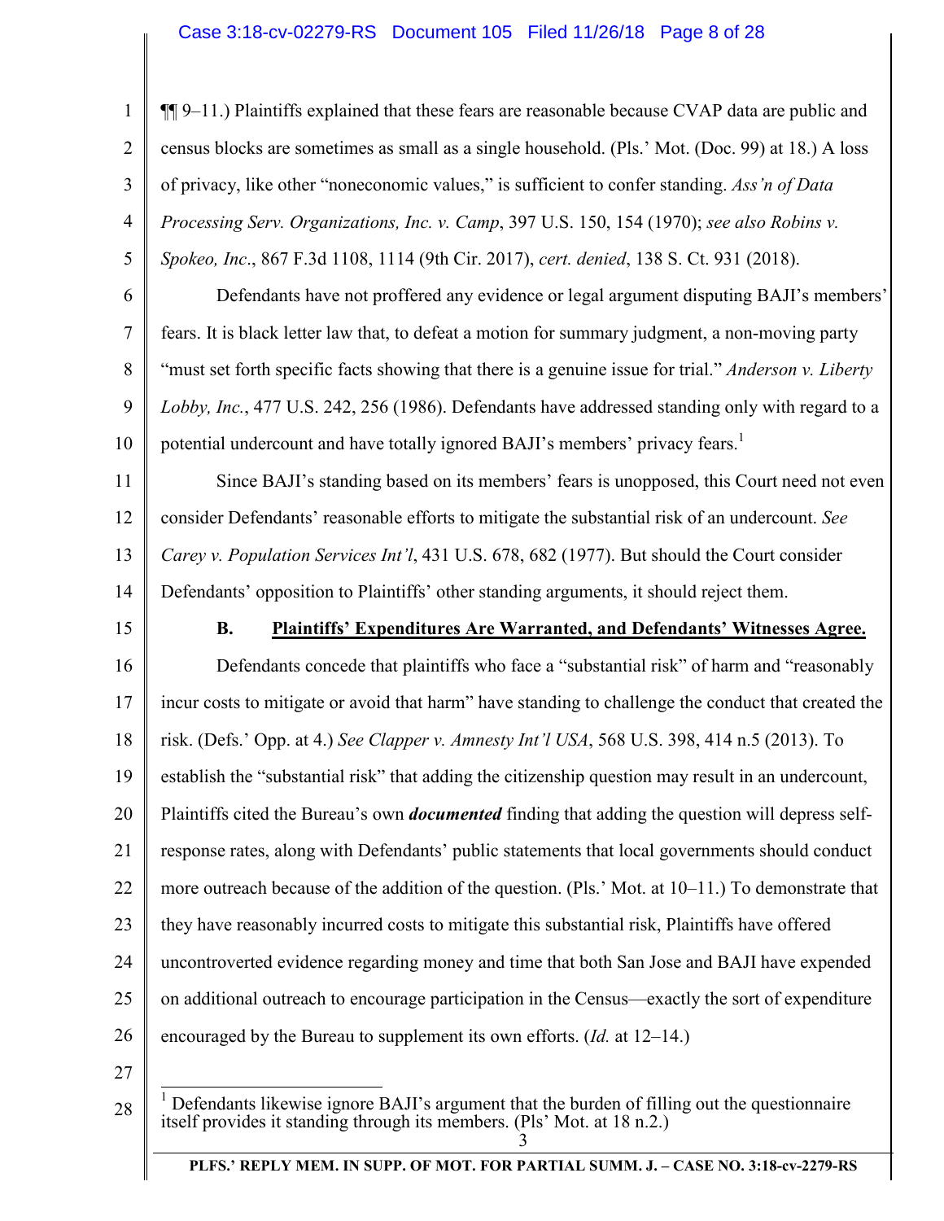¶¶ 9–11.) Plaintiffs explained that these fears are reasonable because CVAP data are public and census blocks are sometimes as small as a single household. (Pls.' Mot. (Doc. 99) at 18.) A loss of privacy, like other "noneconomic values," is sufficient to confer standing. *Ass'n of Data Processing Serv. Organizations, Inc. v. Camp*, 397 U.S. 150, 154 (1970); *see also Robins v. Spokeo, Inc*., 867 F.3d 1108, 1114 (9th Cir. 2017), *cert. denied*, 138 S. Ct. 931 (2018).

Defendants have not proffered any evidence or legal argument disputing BAJI's members' fears. It is black letter law that, to defeat a motion for summary judgment, a non-moving party "must set forth specific facts showing that there is a genuine issue for trial." *Anderson v. Liberty Lobby, Inc.*, 477 U.S. 242, 256 (1986). Defendants have addressed standing only with regard to a potential undercount and have totally ignored BAJI's members' privacy fears.[1]

Since BAJI's standing based on its members' fears is unopposed, this Court need not even consider Defendants' reasonable efforts to mitigate the substantial risk of an undercount. *See Carey v. Population Services Int'l*, 431 U.S. 678, 682 (1977). But should the Court consider Defendants' opposition to Plaintiffs' other standing arguments, it should reject them.

### B. Plaintiffs' Expenditures Are Warranted, and Defendants' Witnesses Agree.

Defendants concede that plaintiffs who face a "substantial risk" of harm and "reasonably incur costs to mitigate or avoid that harm" have standing to challenge the conduct that created the risk. (Defs.' Opp. at 4.) *See Clapper v. Amnesty Int'l USA*, 568 U.S. 398, 414 n.5 (2013). To establish the "substantial risk" that adding the citizenship question may result in an undercount, Plaintiffs cited the Bureau's own ***documented*** finding that adding the question will depress self-response rates, along with Defendants' public statements that local governments should conduct more outreach because of the addition of the question. (Pls.' Mot. at 10–11.) To demonstrate that they have reasonably incurred costs to mitigate this substantial risk, Plaintiffs have offered uncontroverted evidence regarding money and time that both San Jose and BAJI have expended on additional outreach to encourage participation in the Census—exactly the sort of expenditure encouraged by the Bureau to supplement its own efforts. (*Id.* at 12–14.)

---

[1] Defendants likewise ignore BAJI's argument that the burden of filling out the questionnaire itself provides it standing through its members. (Pls' Mot. at 18 n.2.)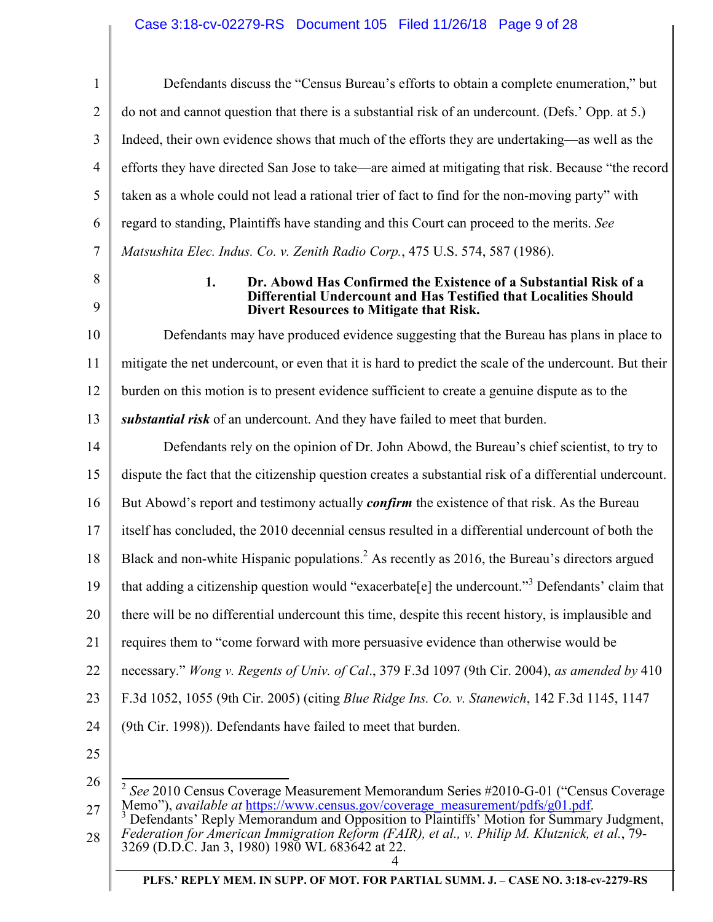Defendants discuss the "Census Bureau's efforts to obtain a complete enumeration," but do not and cannot question that there is a substantial risk of an undercount. (Defs.' Opp. at 5.) Indeed, their own evidence shows that much of the efforts they are undertaking—as well as the efforts they have directed San Jose to take—are aimed at mitigating that risk. Because "the record taken as a whole could not lead a rational trier of fact to find for the non-moving party" with regard to standing, Plaintiffs have standing and this Court can proceed to the merits. *See Matsushita Elec. Indus. Co. v. Zenith Radio Corp.*, 475 U.S. 574, 587 (1986).

### 1. Dr. Abowd Has Confirmed the Existence of a Substantial Risk of a Differential Undercount and Has Testified that Localities Should Divert Resources to Mitigate that Risk.

Defendants may have produced evidence suggesting that the Bureau has plans in place to mitigate the net undercount, or even that it is hard to predict the scale of the undercount. But their burden on this motion is to present evidence sufficient to create a genuine dispute as to the ***substantial risk*** of an undercount. And they have failed to meet that burden.

Defendants rely on the opinion of Dr. John Abowd, the Bureau's chief scientist, to try to dispute the fact that the citizenship question creates a substantial risk of a differential undercount. But Abowd's report and testimony actually ***confirm*** the existence of that risk. As the Bureau itself has concluded, the 2010 decennial census resulted in a differential undercount of both the Black and non-white Hispanic populations.[2] As recently as 2016, the Bureau's directors argued that adding a citizenship question would "exacerbate[e] the undercount."[3] Defendants' claim that there will be no differential undercount this time, despite this recent history, is implausible and requires them to "come forward with more persuasive evidence than otherwise would be necessary." *Wong v. Regents of Univ. of Cal*., 379 F.3d 1097 (9th Cir. 2004), *as amended by* 410 F.3d 1052, 1055 (9th Cir. 2005) (citing *Blue Ridge Ins. Co. v. Stanewich*, 142 F.3d 1145, 1147 (9th Cir. 1998)). Defendants have failed to meet that burden.

---

[2] *See* 2010 Census Coverage Measurement Memorandum Series #2010-G-01 ("Census Coverage Memo"), *available at* https://www.census.gov/coverage_measurement/pdfs/g01.pdf.

[3] Defendants' Reply Memorandum and Opposition to Plaintiffs' Motion for Summary Judgment, *Federation for American Immigration Reform (FAIR), et al., v. Philip M. Klutznick, et al.*, 79-3269 (D.D.C. Jan 3, 1980) 1980 WL 683642 at 22.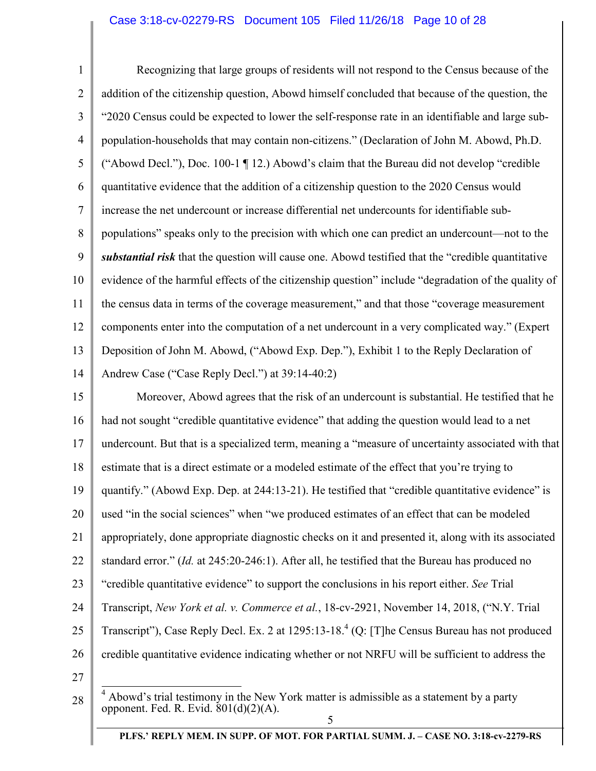Recognizing that large groups of residents will not respond to the Census because of the addition of the citizenship question, Abowd himself concluded that because of the question, the "2020 Census could be expected to lower the self-response rate in an identifiable and large sub-population-households that may contain non-citizens." (Declaration of John M. Abowd, Ph.D. ("Abowd Decl."), Doc. 100-1 ¶ 12.) Abowd's claim that the Bureau did not develop "credible quantitative evidence that the addition of a citizenship question to the 2020 Census would increase the net undercount or increase differential net undercounts for identifiable sub-populations" speaks only to the precision with which one can predict an undercount—not to the ***substantial risk*** that the question will cause one. Abowd testified that the "credible quantitative evidence of the harmful effects of the citizenship question" include "degradation of the quality of the census data in terms of the coverage measurement," and that those "coverage measurement components enter into the computation of a net undercount in a very complicated way." (Expert Deposition of John M. Abowd, ("Abowd Exp. Dep."), Exhibit 1 to the Reply Declaration of Andrew Case ("Case Reply Decl.") at 39:14-40:2)

Moreover, Abowd agrees that the risk of an undercount is substantial. He testified that he had not sought "credible quantitative evidence" that adding the question would lead to a net undercount. But that is a specialized term, meaning a "measure of uncertainty associated with that estimate that is a direct estimate or a modeled estimate of the effect that you're trying to quantify." (Abowd Exp. Dep. at 244:13-21). He testified that "credible quantitative evidence" is used "in the social sciences" when "we produced estimates of an effect that can be modeled appropriately, done appropriate diagnostic checks on it and presented it, along with its associated standard error." (*Id.* at 245:20-246:1). After all, he testified that the Bureau has produced no "credible quantitative evidence" to support the conclusions in his report either. *See* Trial Transcript, *New York et al. v. Commerce et al.*, 18-cv-2921, November 14, 2018, ("N.Y. Trial Transcript"), Case Reply Decl. Ex. 2 at 1295:13-18.[4] (Q: [T]he Census Bureau has not produced credible quantitative evidence indicating whether or not NRFU will be sufficient to address the

---

[4] Abowd's trial testimony in the New York matter is admissible as a statement by a party opponent. Fed. R. Evid. 801(d)(2)(A).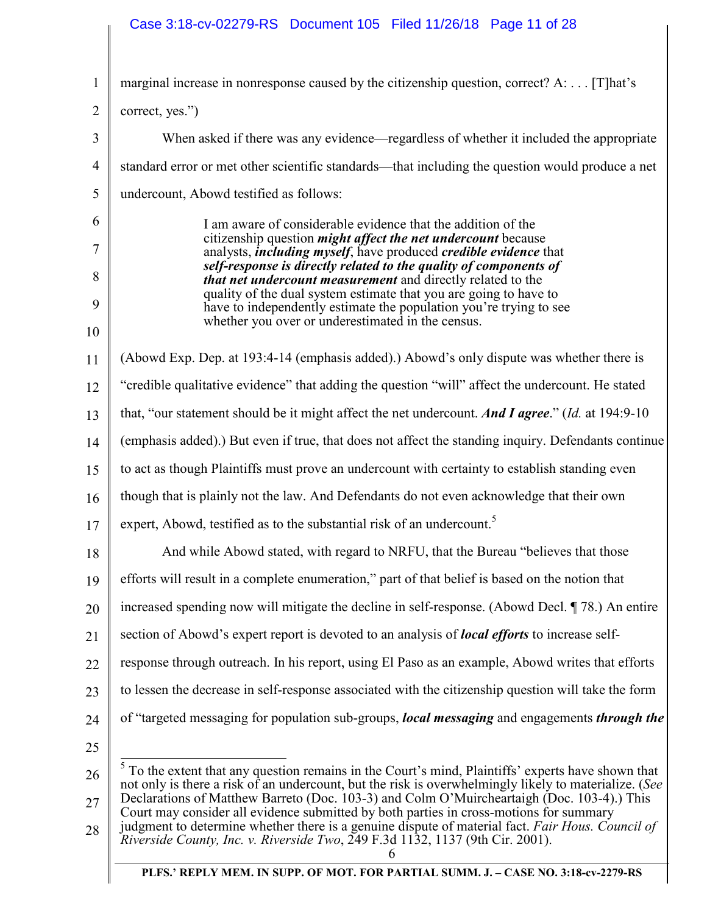marginal increase in nonresponse caused by the citizenship question, correct? A: . . . [T]hat's correct, yes.")

When asked if there was any evidence—regardless of whether it included the appropriate standard error or met other scientific standards—that including the question would produce a net undercount, Abowd testified as follows:

> I am aware of considerable evidence that the addition of the citizenship question ***might affect the net undercount*** because analysts, ***including myself***, have produced ***credible evidence*** that ***self-response is directly related to the quality of components of that net undercount measurement*** and directly related to the quality of the dual system estimate that you are going to have to have to independently estimate the population you're trying to see whether you over or underestimated in the census.

(Abowd Exp. Dep. at 193:4-14 (emphasis added).) Abowd's only dispute was whether there is "credible qualitative evidence" that adding the question "will" affect the undercount. He stated that, "our statement should be it might affect the net undercount. ***And I agree***." (*Id.* at 194:9-10 (emphasis added).) But even if true, that does not affect the standing inquiry. Defendants continue to act as though Plaintiffs must prove an undercount with certainty to establish standing even though that is plainly not the law. And Defendants do not even acknowledge that their own expert, Abowd, testified as to the substantial risk of an undercount.[5]

And while Abowd stated, with regard to NRFU, that the Bureau "believes that those efforts will result in a complete enumeration," part of that belief is based on the notion that increased spending now will mitigate the decline in self-response. (Abowd Decl. ¶ 78.) An entire section of Abowd's expert report is devoted to an analysis of ***local efforts*** to increase self-response through outreach. In his report, using El Paso as an example, Abowd writes that efforts to lessen the decrease in self-response associated with the citizenship question will take the form of "targeted messaging for population sub-groups, ***local messaging*** and engagements ***through the***

---

[5] To the extent that any question remains in the Court's mind, Plaintiffs' experts have shown that not only is there a risk of an undercount, but the risk is overwhelmingly likely to materialize. (*See* Declarations of Matthew Barreto (Doc. 103-3) and Colm O'Muircheartaigh (Doc. 103-4).) This Court may consider all evidence submitted by both parties in cross-motions for summary judgment to determine whether there is a genuine dispute of material fact. *Fair Hous. Council of Riverside County, Inc. v. Riverside Two*, 249 F.3d 1132, 1137 (9th Cir. 2001).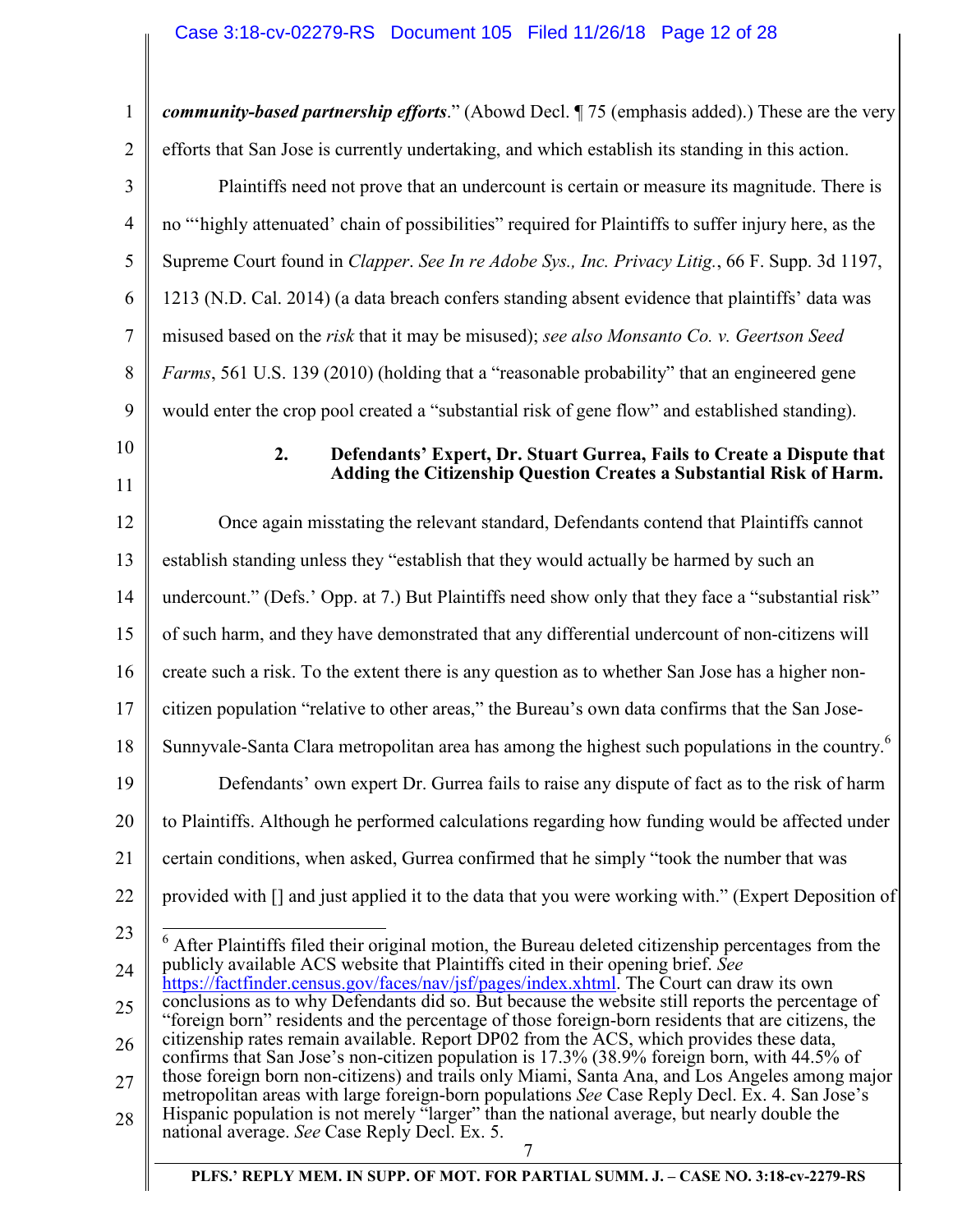***community-based partnership efforts***." (Abowd Decl. ¶ 75 (emphasis added).) These are the very efforts that San Jose is currently undertaking, and which establish its standing in this action.

Plaintiffs need not prove that an undercount is certain or measure its magnitude. There is no "'highly attenuated' chain of possibilities" required for Plaintiffs to suffer injury here, as the Supreme Court found in *Clapper*. *See In re Adobe Sys., Inc. Privacy Litig.*, 66 F. Supp. 3d 1197, 1213 (N.D. Cal. 2014) (a data breach confers standing absent evidence that plaintiffs' data was misused based on the *risk* that it may be misused); *see also Monsanto Co. v. Geertson Seed Farms*, 561 U.S. 139 (2010) (holding that a "reasonable probability" that an engineered gene would enter the crop pool created a "substantial risk of gene flow" and established standing).

### 2. Defendants' Expert, Dr. Stuart Gurrea, Fails to Create a Dispute that Adding the Citizenship Question Creates a Substantial Risk of Harm.

Once again misstating the relevant standard, Defendants contend that Plaintiffs cannot establish standing unless they "establish that they would actually be harmed by such an undercount." (Defs.' Opp. at 7.) But Plaintiffs need show only that they face a "substantial risk" of such harm, and they have demonstrated that any differential undercount of non-citizens will create such a risk. To the extent there is any question as to whether San Jose has a higher non-citizen population "relative to other areas," the Bureau's own data confirms that the San Jose-Sunnyvale-Santa Clara metropolitan area has among the highest such populations in the country.[6]

Defendants' own expert Dr. Gurrea fails to raise any dispute of fact as to the risk of harm to Plaintiffs. Although he performed calculations regarding how funding would be affected under certain conditions, when asked, Gurrea confirmed that he simply "took the number that was provided with [] and just applied it to the data that you were working with." (Expert Deposition of

---

[6] After Plaintiffs filed their original motion, the Bureau deleted citizenship percentages from the publicly available ACS website that Plaintiffs cited in their opening brief. *See* https://factfinder.census.gov/faces/nav/jsf/pages/index.xhtml. The Court can draw its own conclusions as to why Defendants did so. But because the website still reports the percentage of "foreign born" residents and the percentage of those foreign-born residents that are citizens, the citizenship rates remain available. Report DP02 from the ACS, which provides these data, confirms that San Jose's non-citizen population is 17.3% (38.9% foreign born, with 44.5% of those foreign born non-citizens) and trails only Miami, Santa Ana, and Los Angeles among major metropolitan areas with large foreign-born populations *See* Case Reply Decl. Ex. 4. San Jose's Hispanic population is not merely "larger" than the national average, but nearly double the national average. *See* Case Reply Decl. Ex. 5.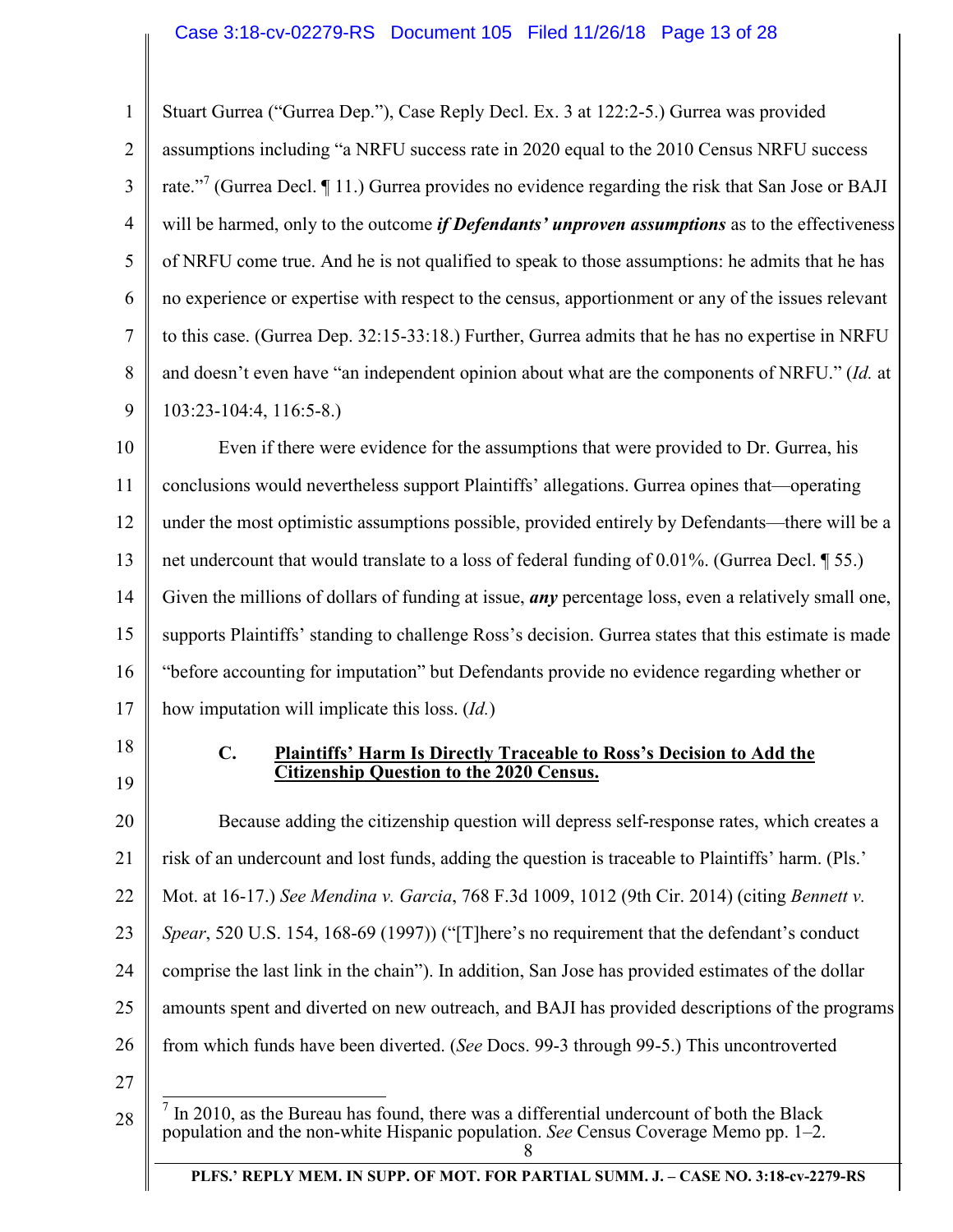Stuart Gurrea ("Gurrea Dep."), Case Reply Decl. Ex. 3 at 122:2-5.) Gurrea was provided assumptions including "a NRFU success rate in 2020 equal to the 2010 Census NRFU success rate."[7] (Gurrea Decl. ¶ 11.) Gurrea provides no evidence regarding the risk that San Jose or BAJI will be harmed, only to the outcome ***if Defendants' unproven assumptions*** as to the effectiveness of NRFU come true. And he is not qualified to speak to those assumptions: he admits that he has no experience or expertise with respect to the census, apportionment or any of the issues relevant to this case. (Gurrea Dep. 32:15-33:18.) Further, Gurrea admits that he has no expertise in NRFU and doesn't even have "an independent opinion about what are the components of NRFU." (*Id.* at 103:23-104:4, 116:5-8.)

Even if there were evidence for the assumptions that were provided to Dr. Gurrea, his conclusions would nevertheless support Plaintiffs' allegations. Gurrea opines that—operating under the most optimistic assumptions possible, provided entirely by Defendants—there will be a net undercount that would translate to a loss of federal funding of 0.01%. (Gurrea Decl. ¶ 55.) Given the millions of dollars of funding at issue, ***any*** percentage loss, even a relatively small one, supports Plaintiffs' standing to challenge Ross's decision. Gurrea states that this estimate is made "before accounting for imputation" but Defendants provide no evidence regarding whether or how imputation will implicate this loss. (*Id.*)

### C. Plaintiffs' Harm Is Directly Traceable to Ross's Decision to Add the Citizenship Question to the 2020 Census.

Because adding the citizenship question will depress self-response rates, which creates a risk of an undercount and lost funds, adding the question is traceable to Plaintiffs' harm. (Pls.' Mot. at 16-17.) *See Mendina v. Garcia*, 768 F.3d 1009, 1012 (9th Cir. 2014) (citing *Bennett v. Spear*, 520 U.S. 154, 168-69 (1997)) ("[T]here's no requirement that the defendant's conduct comprise the last link in the chain"). In addition, San Jose has provided estimates of the dollar amounts spent and diverted on new outreach, and BAJI has provided descriptions of the programs from which funds have been diverted. (*See* Docs. 99-3 through 99-5.) This uncontroverted

---

[7] In 2010, as the Bureau has found, there was a differential undercount of both the Black population and the non-white Hispanic population. *See* Census Coverage Memo pp. 1–2.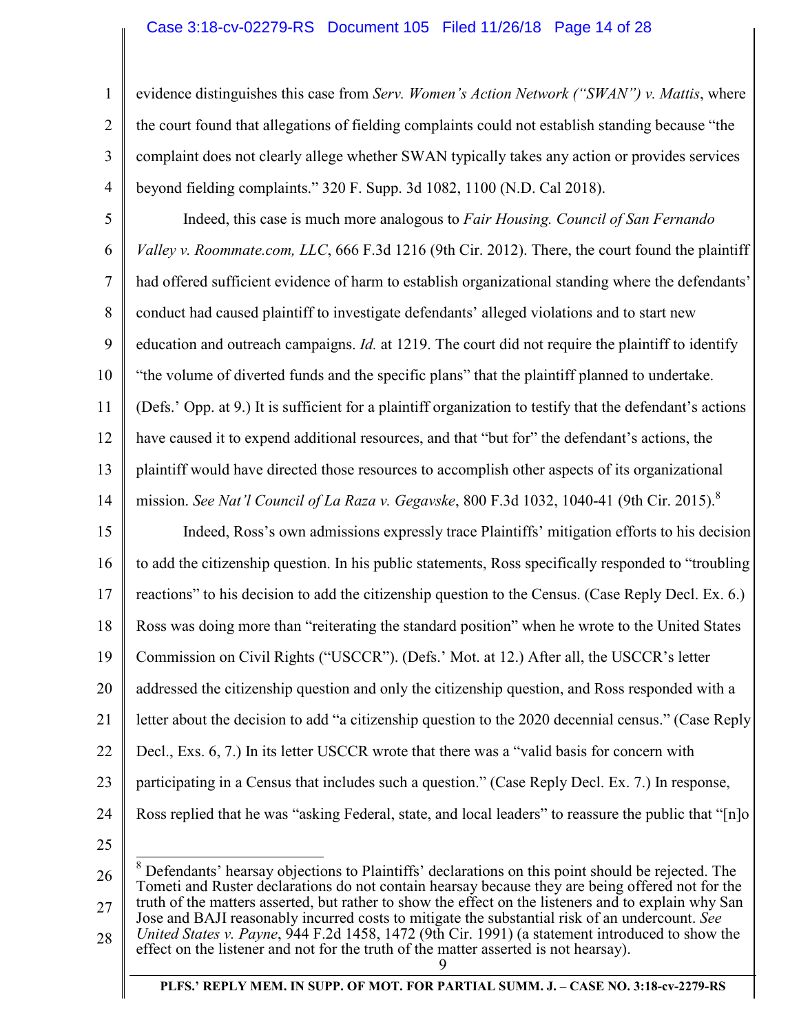evidence distinguishes this case from *Serv. Women's Action Network ("SWAN") v. Mattis*, where the court found that allegations of fielding complaints could not establish standing because "the complaint does not clearly allege whether SWAN typically takes any action or provides services beyond fielding complaints." 320 F. Supp. 3d 1082, 1100 (N.D. Cal 2018).

Indeed, this case is much more analogous to *Fair Housing. Council of San Fernando Valley v. Roommate.com, LLC*, 666 F.3d 1216 (9th Cir. 2012). There, the court found the plaintiff had offered sufficient evidence of harm to establish organizational standing where the defendants' conduct had caused plaintiff to investigate defendants' alleged violations and to start new education and outreach campaigns. *Id.* at 1219. The court did not require the plaintiff to identify "the volume of diverted funds and the specific plans" that the plaintiff planned to undertake. (Defs.' Opp. at 9.) It is sufficient for a plaintiff organization to testify that the defendant's actions have caused it to expend additional resources, and that "but for" the defendant's actions, the plaintiff would have directed those resources to accomplish other aspects of its organizational mission. *See Nat'l Council of La Raza v. Gegavske*, 800 F.3d 1032, 1040-41 (9th Cir. 2015).[8]

Indeed, Ross's own admissions expressly trace Plaintiffs' mitigation efforts to his decision to add the citizenship question. In his public statements, Ross specifically responded to "troubling reactions" to his decision to add the citizenship question to the Census. (Case Reply Decl. Ex. 6.) Ross was doing more than "reiterating the standard position" when he wrote to the United States Commission on Civil Rights ("USCCR"). (Defs.' Mot. at 12.) After all, the USCCR's letter addressed the citizenship question and only the citizenship question, and Ross responded with a letter about the decision to add "a citizenship question to the 2020 decennial census." (Case Reply Decl., Exs. 6, 7.) In its letter USCCR wrote that there was a "valid basis for concern with participating in a Census that includes such a question." (Case Reply Decl. Ex. 7.) In response, Ross replied that he was "asking Federal, state, and local leaders" to reassure the public that "[n]o

---

[8] Defendants' hearsay objections to Plaintiffs' declarations on this point should be rejected. The Tometi and Ruster declarations do not contain hearsay because they are being offered not for the truth of the matters asserted, but rather to show the effect on the listeners and to explain why San Jose and BAJI reasonably incurred costs to mitigate the substantial risk of an undercount. *See United States v. Payne*, 944 F.2d 1458, 1472 (9th Cir. 1991) (a statement introduced to show the effect on the listener and not for the truth of the matter asserted is not hearsay).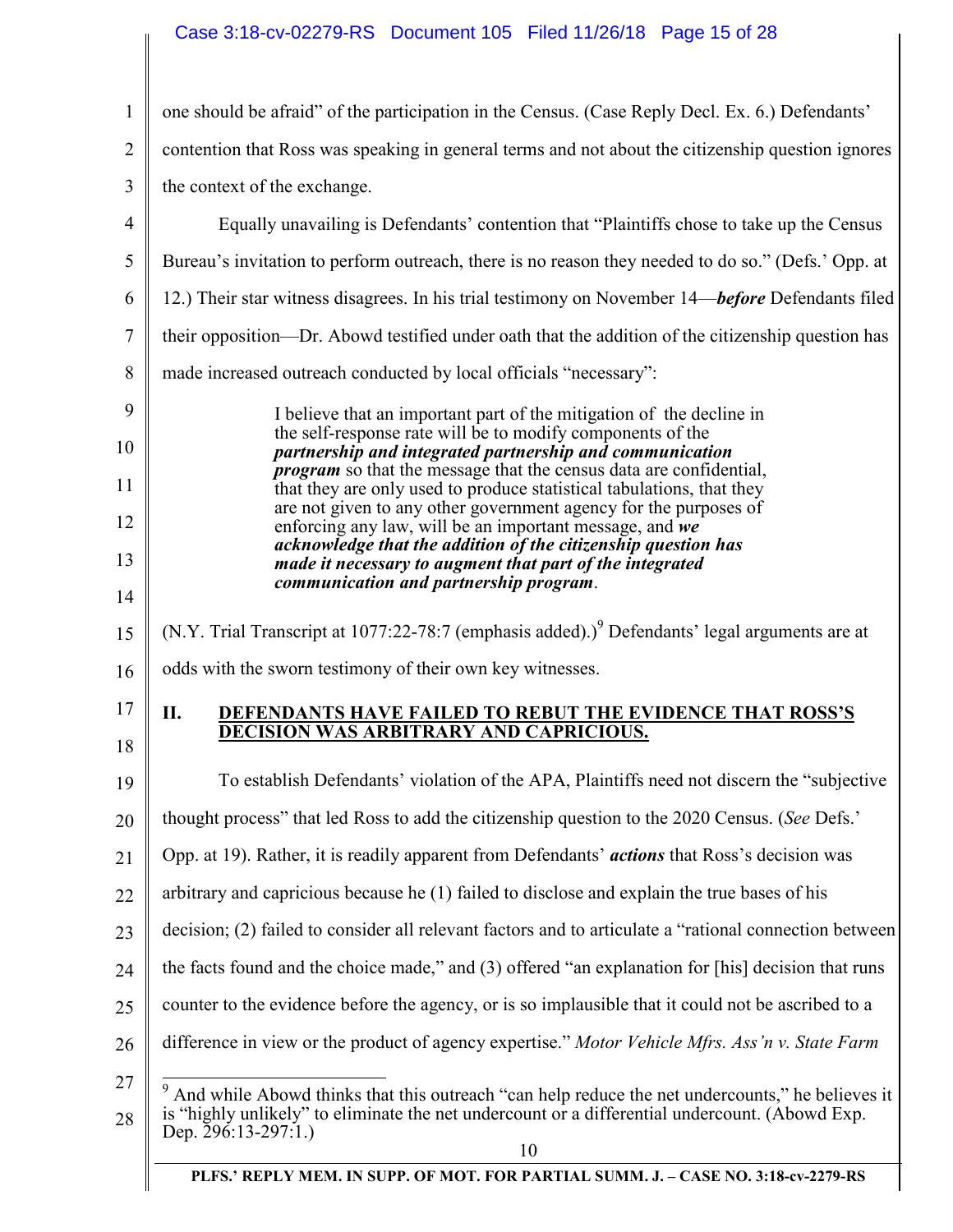one should be afraid" of the participation in the Census. (Case Reply Decl. Ex. 6.) Defendants' contention that Ross was speaking in general terms and not about the citizenship question ignores the context of the exchange.

Equally unavailing is Defendants' contention that "Plaintiffs chose to take up the Census Bureau's invitation to perform outreach, there is no reason they needed to do so." (Defs.' Opp. at 12.) Their star witness disagrees. In his trial testimony on November 14—***before*** Defendants filed their opposition—Dr. Abowd testified under oath that the addition of the citizenship question has made increased outreach conducted by local officials "necessary":

> I believe that an important part of the mitigation of the decline in the self-response rate will be to modify components of the ***partnership and integrated partnership and communication program*** so that the message that the census data are confidential, that they are only used to produce statistical tabulations, that they are not given to any other government agency for the purposes of enforcing any law, will be an important message, and ***we acknowledge that the addition of the citizenship question has made it necessary to augment that part of the integrated communication and partnership program***.

(N.Y. Trial Transcript at 1077:22-78:7 (emphasis added).)[9] Defendants' legal arguments are at odds with the sworn testimony of their own key witnesses.

## II. DEFENDANTS HAVE FAILED TO REBUT THE EVIDENCE THAT ROSS'S DECISION WAS ARBITRARY AND CAPRICIOUS.

To establish Defendants' violation of the APA, Plaintiffs need not discern the "subjective thought process" that led Ross to add the citizenship question to the 2020 Census. (*See* Defs.' Opp. at 19). Rather, it is readily apparent from Defendants' ***actions*** that Ross's decision was arbitrary and capricious because he (1) failed to disclose and explain the true bases of his decision; (2) failed to consider all relevant factors and to articulate a "rational connection between the facts found and the choice made," and (3) offered "an explanation for [his] decision that runs counter to the evidence before the agency, or is so implausible that it could not be ascribed to a difference in view or the product of agency expertise." *Motor Vehicle Mfrs. Ass'n v. State Farm*

---

[9] And while Abowd thinks that this outreach "can help reduce the net undercounts," he believes it is "highly unlikely" to eliminate the net undercount or a differential undercount. (Abowd Exp. Dep. 296:13-297:1.)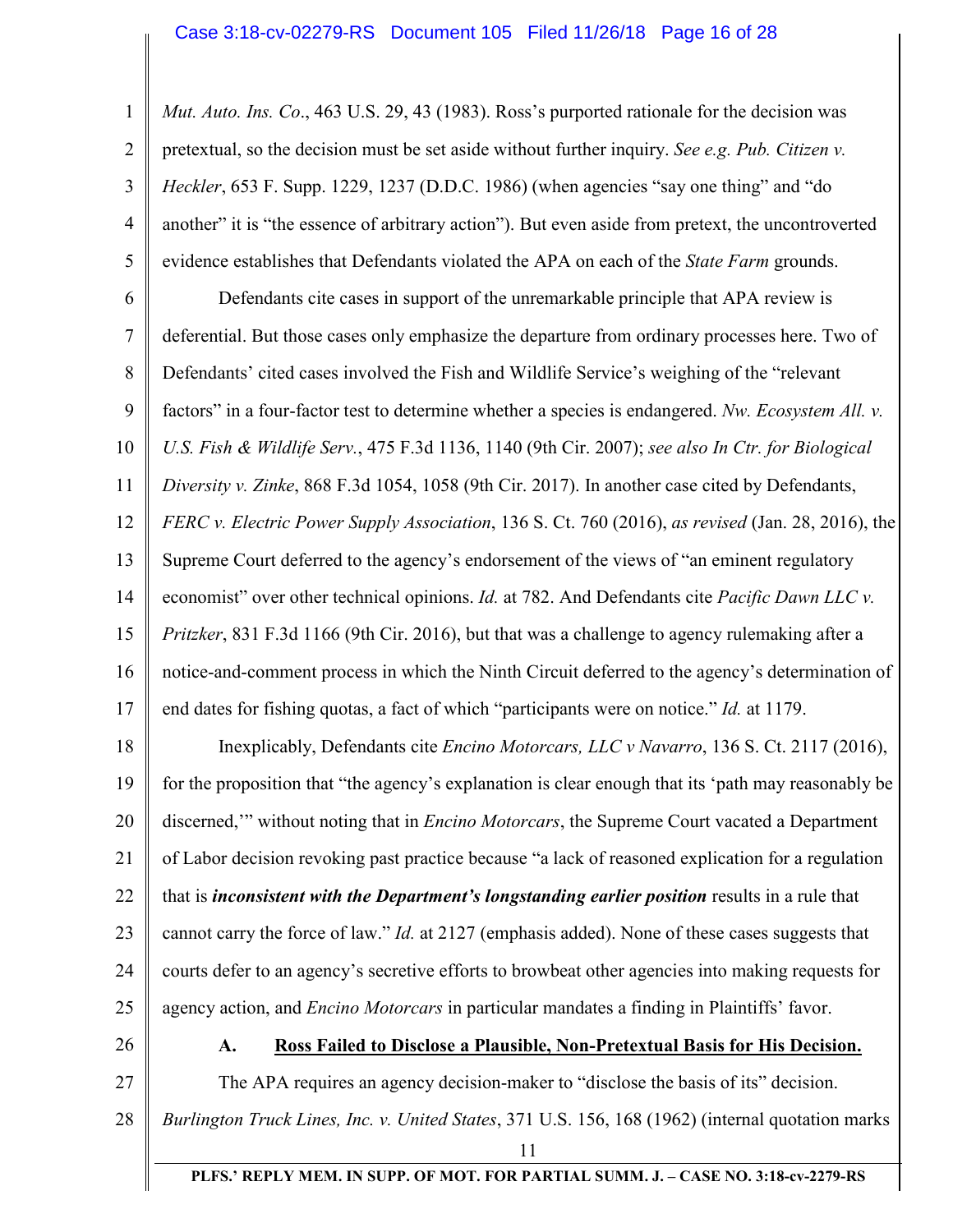*Mut. Auto. Ins. Co.*, 463 U.S. 29, 43 (1983). Ross's purported rationale for the decision was pretextual, so the decision must be set aside without further inquiry. *See e.g. Pub. Citizen v. Heckler*, 653 F. Supp. 1229, 1237 (D.D.C. 1986) (when agencies "say one thing" and "do another" it is "the essence of arbitrary action"). But even aside from pretext, the uncontroverted evidence establishes that Defendants violated the APA on each of the *State Farm* grounds.

Defendants cite cases in support of the unremarkable principle that APA review is deferential. But those cases only emphasize the departure from ordinary processes here. Two of Defendants' cited cases involved the Fish and Wildlife Service's weighing of the "relevant factors" in a four-factor test to determine whether a species is endangered. *Nw. Ecosystem All. v. U.S. Fish & Wildlife Serv.*, 475 F.3d 1136, 1140 (9th Cir. 2007); *see also In Ctr. for Biological Diversity v. Zinke*, 868 F.3d 1054, 1058 (9th Cir. 2017). In another case cited by Defendants, *FERC v. Electric Power Supply Association*, 136 S. Ct. 760 (2016), *as revised* (Jan. 28, 2016), the Supreme Court deferred to the agency's endorsement of the views of "an eminent regulatory economist" over other technical opinions. *Id.* at 782. And Defendants cite *Pacific Dawn LLC v. Pritzker*, 831 F.3d 1166 (9th Cir. 2016), but that was a challenge to agency rulemaking after a notice-and-comment process in which the Ninth Circuit deferred to the agency's determination of end dates for fishing quotas, a fact of which "participants were on notice." *Id.* at 1179.

Inexplicably, Defendants cite *Encino Motorcars, LLC v Navarro*, 136 S. Ct. 2117 (2016), for the proposition that "the agency's explanation is clear enough that its 'path may reasonably be discerned,'" without noting that in *Encino Motorcars*, the Supreme Court vacated a Department of Labor decision revoking past practice because "a lack of reasoned explication for a regulation that is ***inconsistent with the Department's longstanding earlier position*** results in a rule that cannot carry the force of law." *Id.* at 2127 (emphasis added). None of these cases suggests that courts defer to an agency's secretive efforts to browbeat other agencies into making requests for agency action, and *Encino Motorcars* in particular mandates a finding in Plaintiffs' favor.

### A. Ross Failed to Disclose a Plausible, Non-Pretextual Basis for His Decision.

The APA requires an agency decision-maker to "disclose the basis of its" decision. *Burlington Truck Lines, Inc. v. United States*, 371 U.S. 156, 168 (1962) (internal quotation marks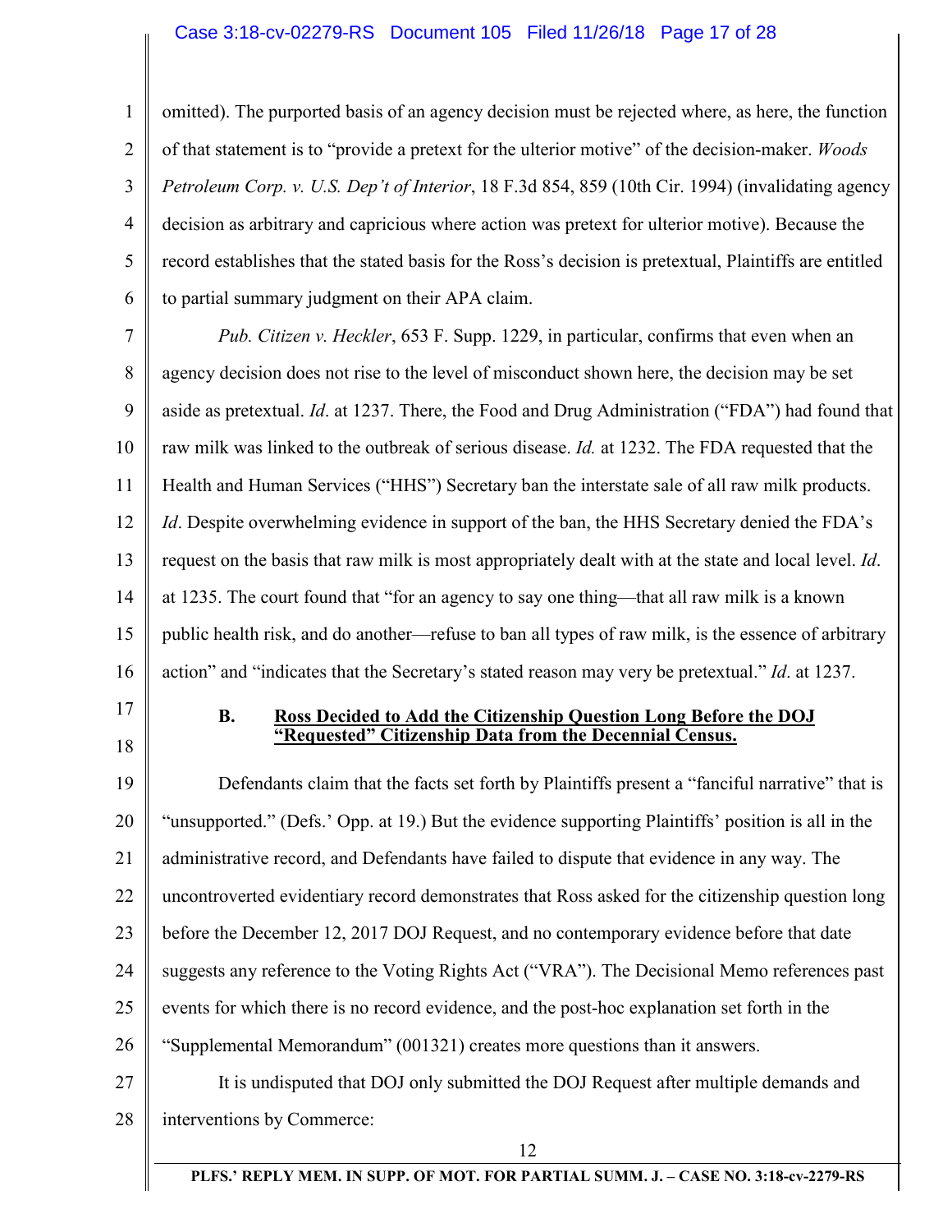omitted). The purported basis of an agency decision must be rejected where, as here, the function of that statement is to "provide a pretext for the ulterior motive" of the decision-maker. *Woods Petroleum Corp. v. U.S. Dep't of Interior*, 18 F.3d 854, 859 (10th Cir. 1994) (invalidating agency decision as arbitrary and capricious where action was pretext for ulterior motive). Because the record establishes that the stated basis for the Ross's decision is pretextual, Plaintiffs are entitled to partial summary judgment on their APA claim.

*Pub. Citizen v. Heckler*, 653 F. Supp. 1229, in particular, confirms that even when an agency decision does not rise to the level of misconduct shown here, the decision may be set aside as pretextual. *Id*. at 1237. There, the Food and Drug Administration ("FDA") had found that raw milk was linked to the outbreak of serious disease. *Id.* at 1232. The FDA requested that the Health and Human Services ("HHS") Secretary ban the interstate sale of all raw milk products. *Id*. Despite overwhelming evidence in support of the ban, the HHS Secretary denied the FDA's request on the basis that raw milk is most appropriately dealt with at the state and local level. *Id*. at 1235. The court found that "for an agency to say one thing—that all raw milk is a known public health risk, and do another—refuse to ban all types of raw milk, is the essence of arbitrary action" and "indicates that the Secretary's stated reason may very be pretextual." *Id*. at 1237.

### B. <u>Ross Decided to Add the Citizenship Question Long Before the DOJ "Requested" Citizenship Data from the Decennial Census.</u>

Defendants claim that the facts set forth by Plaintiffs present a "fanciful narrative" that is "unsupported." (Defs.' Opp. at 19.) But the evidence supporting Plaintiffs' position is all in the administrative record, and Defendants have failed to dispute that evidence in any way. The uncontroverted evidentiary record demonstrates that Ross asked for the citizenship question long before the December 12, 2017 DOJ Request, and no contemporary evidence before that date suggests any reference to the Voting Rights Act ("VRA"). The Decisional Memo references past events for which there is no record evidence, and the post-hoc explanation set forth in the "Supplemental Memorandum" (001321) creates more questions than it answers.

It is undisputed that DOJ only submitted the DOJ Request after multiple demands and interventions by Commerce: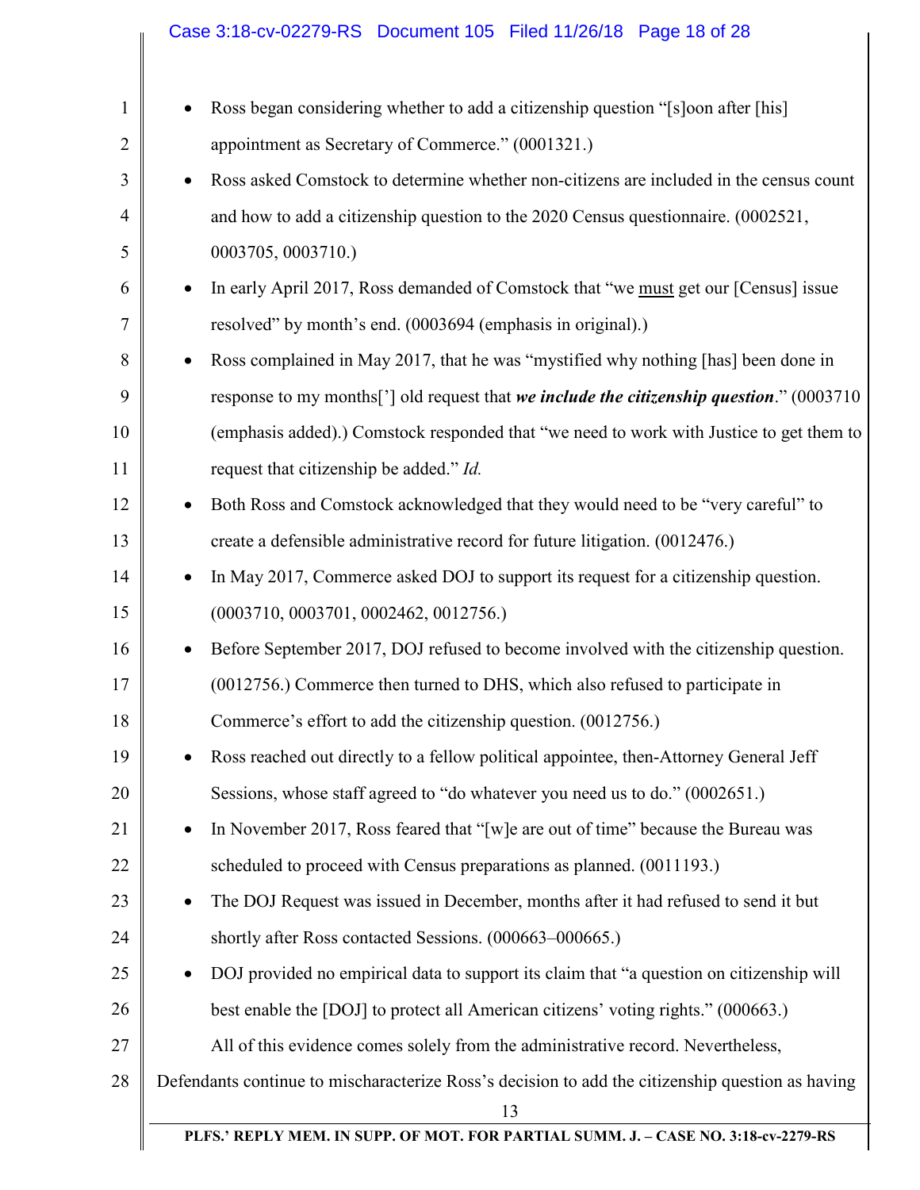- Ross began considering whether to add a citizenship question "[s]oon after [his] appointment as Secretary of Commerce." (0001321.)
- Ross asked Comstock to determine whether non-citizens are included in the census count and how to add a citizenship question to the 2020 Census questionnaire. (0002521, 0003705, 0003710.)
- In early April 2017, Ross demanded of Comstock that "we <u>must</u> get our [Census] issue resolved" by month's end. (0003694 (emphasis in original).)
- Ross complained in May 2017, that he was "mystified why nothing [has] been done in response to my months['] old request that ***we include the citizenship question***." (0003710 (emphasis added).) Comstock responded that "we need to work with Justice to get them to request that citizenship be added." *Id.*
- Both Ross and Comstock acknowledged that they would need to be "very careful" to create a defensible administrative record for future litigation. (0012476.)
- In May 2017, Commerce asked DOJ to support its request for a citizenship question. (0003710, 0003701, 0002462, 0012756.)
- Before September 2017, DOJ refused to become involved with the citizenship question. (0012756.) Commerce then turned to DHS, which also refused to participate in Commerce's effort to add the citizenship question. (0012756.)
- Ross reached out directly to a fellow political appointee, then-Attorney General Jeff Sessions, whose staff agreed to "do whatever you need us to do." (0002651.)
- In November 2017, Ross feared that "[w]e are out of time" because the Bureau was scheduled to proceed with Census preparations as planned. (0011193.)
- The DOJ Request was issued in December, months after it had refused to send it but shortly after Ross contacted Sessions. (000663–000665.)
- DOJ provided no empirical data to support its claim that "a question on citizenship will best enable the [DOJ] to protect all American citizens' voting rights." (000663.)

All of this evidence comes solely from the administrative record. Nevertheless, Defendants continue to mischaracterize Ross's decision to add the citizenship question as having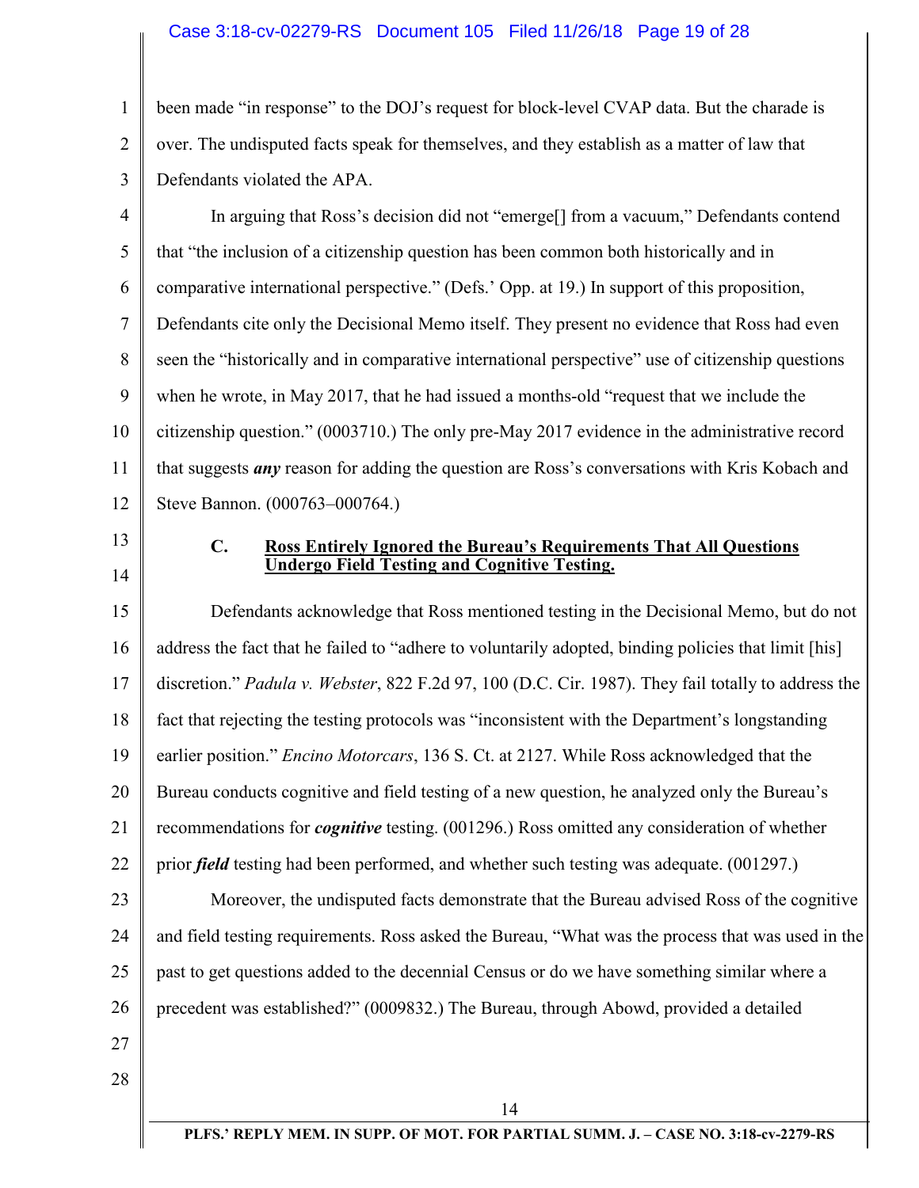been made "in response" to the DOJ's request for block-level CVAP data. But the charade is over. The undisputed facts speak for themselves, and they establish as a matter of law that Defendants violated the APA.

In arguing that Ross's decision did not "emerge[] from a vacuum," Defendants contend that "the inclusion of a citizenship question has been common both historically and in comparative international perspective." (Defs.' Opp. at 19.) In support of this proposition, Defendants cite only the Decisional Memo itself. They present no evidence that Ross had even seen the "historically and in comparative international perspective" use of citizenship questions when he wrote, in May 2017, that he had issued a months-old "request that we include the citizenship question." (0003710.) The only pre-May 2017 evidence in the administrative record that suggests ***any*** reason for adding the question are Ross's conversations with Kris Kobach and Steve Bannon. (000763–000764.)

### C. Ross Entirely Ignored the Bureau's Requirements That All Questions Undergo Field Testing and Cognitive Testing.

Defendants acknowledge that Ross mentioned testing in the Decisional Memo, but do not address the fact that he failed to "adhere to voluntarily adopted, binding policies that limit [his] discretion." *Padula v. Webster*, 822 F.2d 97, 100 (D.C. Cir. 1987). They fail totally to address the fact that rejecting the testing protocols was "inconsistent with the Department's longstanding earlier position." *Encino Motorcars*, 136 S. Ct. at 2127. While Ross acknowledged that the Bureau conducts cognitive and field testing of a new question, he analyzed only the Bureau's recommendations for ***cognitive*** testing. (001296.) Ross omitted any consideration of whether prior ***field*** testing had been performed, and whether such testing was adequate. (001297.)

Moreover, the undisputed facts demonstrate that the Bureau advised Ross of the cognitive and field testing requirements. Ross asked the Bureau, "What was the process that was used in the past to get questions added to the decennial Census or do we have something similar where a precedent was established?" (0009832.) The Bureau, through Abowd, provided a detailed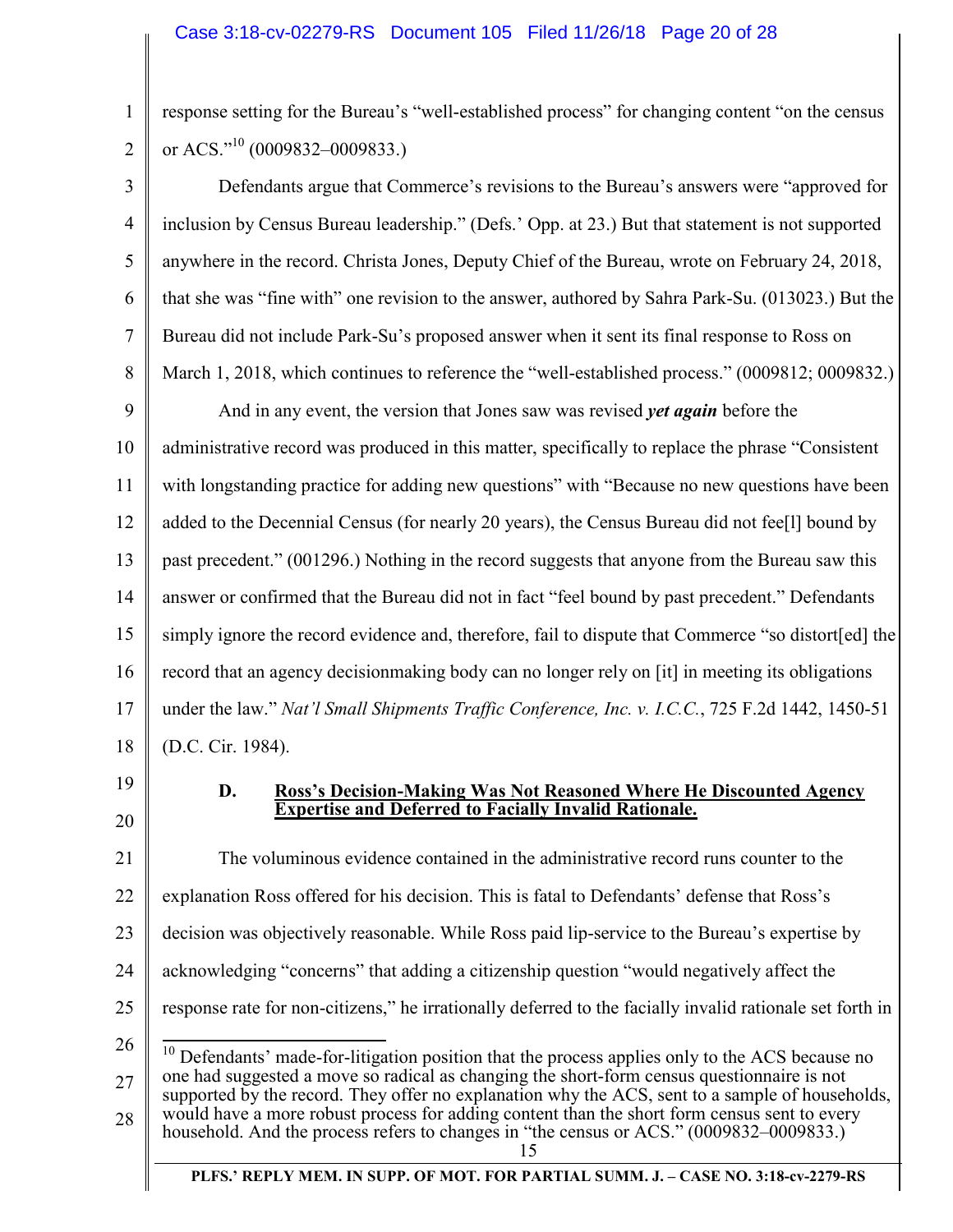response setting for the Bureau's "well-established process" for changing content "on the census or ACS."[10] (0009832–0009833.)

Defendants argue that Commerce's revisions to the Bureau's answers were "approved for inclusion by Census Bureau leadership." (Defs.' Opp. at 23.) But that statement is not supported anywhere in the record. Christa Jones, Deputy Chief of the Bureau, wrote on February 24, 2018, that she was "fine with" one revision to the answer, authored by Sahra Park-Su. (013023.) But the Bureau did not include Park-Su's proposed answer when it sent its final response to Ross on March 1, 2018, which continues to reference the "well-established process." (0009812; 0009832.)

And in any event, the version that Jones saw was revised ***yet again*** before the administrative record was produced in this matter, specifically to replace the phrase "Consistent with longstanding practice for adding new questions" with "Because no new questions have been added to the Decennial Census (for nearly 20 years), the Census Bureau did not fee[l] bound by past precedent." (001296.) Nothing in the record suggests that anyone from the Bureau saw this answer or confirmed that the Bureau did not in fact "feel bound by past precedent." Defendants simply ignore the record evidence and, therefore, fail to dispute that Commerce "so distort[ed] the record that an agency decisionmaking body can no longer rely on [it] in meeting its obligations under the law." *Nat'l Small Shipments Traffic Conference, Inc. v. I.C.C.*, 725 F.2d 1442, 1450-51 (D.C. Cir. 1984).

### D. Ross's Decision-Making Was Not Reasoned Where He Discounted Agency Expertise and Deferred to Facially Invalid Rationale.

The voluminous evidence contained in the administrative record runs counter to the explanation Ross offered for his decision. This is fatal to Defendants' defense that Ross's decision was objectively reasonable. While Ross paid lip-service to the Bureau's expertise by acknowledging "concerns" that adding a citizenship question "would negatively affect the response rate for non-citizens," he irrationally deferred to the facially invalid rationale set forth in

---

[10] Defendants' made-for-litigation position that the process applies only to the ACS because no one had suggested a move so radical as changing the short-form census questionnaire is not supported by the record. They offer no explanation why the ACS, sent to a sample of households, would have a more robust process for adding content than the short form census sent to every household. And the process refers to changes in "the census or ACS." (0009832–0009833.)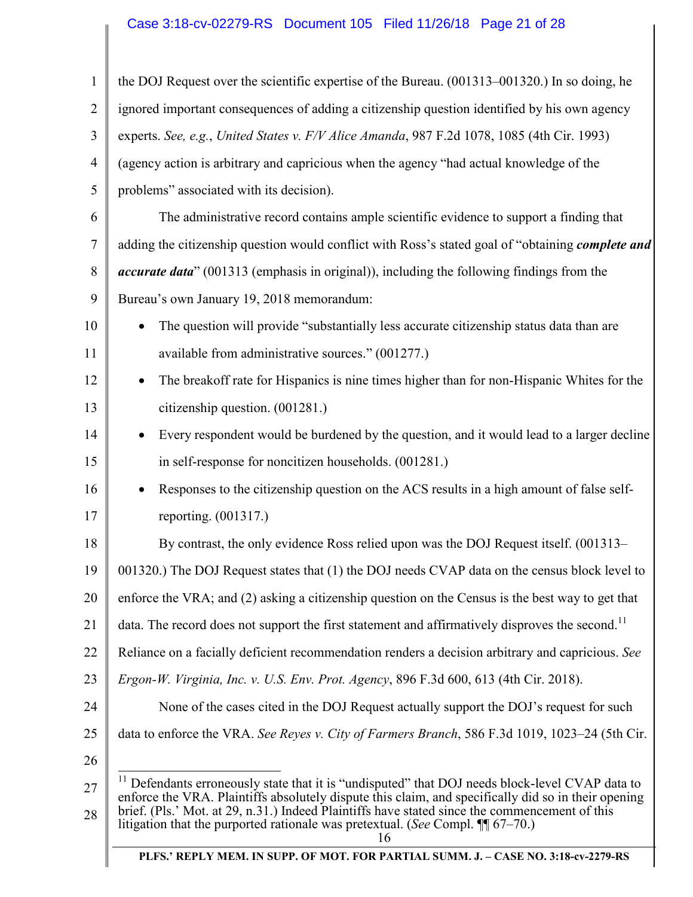the DOJ Request over the scientific expertise of the Bureau. (001313–001320.) In so doing, he ignored important consequences of adding a citizenship question identified by his own agency experts. *See, e.g.*, *United States v. F/V Alice Amanda*, 987 F.2d 1078, 1085 (4th Cir. 1993) (agency action is arbitrary and capricious when the agency "had actual knowledge of the problems" associated with its decision).

The administrative record contains ample scientific evidence to support a finding that adding the citizenship question would conflict with Ross's stated goal of "obtaining ***complete and accurate data***" (001313 (emphasis in original)), including the following findings from the Bureau's own January 19, 2018 memorandum:

- The question will provide "substantially less accurate citizenship status data than are available from administrative sources." (001277.)
- The breakoff rate for Hispanics is nine times higher than for non-Hispanic Whites for the citizenship question. (001281.)
- Every respondent would be burdened by the question, and it would lead to a larger decline in self-response for noncitizen households. (001281.)
- Responses to the citizenship question on the ACS results in a high amount of false self-reporting. (001317.)

By contrast, the only evidence Ross relied upon was the DOJ Request itself. (001313–001320.) The DOJ Request states that (1) the DOJ needs CVAP data on the census block level to enforce the VRA; and (2) asking a citizenship question on the Census is the best way to get that data. The record does not support the first statement and affirmatively disproves the second.[11] Reliance on a facially deficient recommendation renders a decision arbitrary and capricious. *See Ergon-W. Virginia, Inc. v. U.S. Env. Prot. Agency*, 896 F.3d 600, 613 (4th Cir. 2018).

None of the cases cited in the DOJ Request actually support the DOJ's request for such data to enforce the VRA. *See Reyes v. City of Farmers Branch*, 586 F.3d 1019, 1023–24 (5th Cir.

[11] Defendants erroneously state that it is "undisputed" that DOJ needs block-level CVAP data to enforce the VRA. Plaintiffs absolutely dispute this claim, and specifically did so in their opening brief. (Pls.' Mot. at 29, n.31.) Indeed Plaintiffs have stated since the commencement of this litigation that the purported rationale was pretextual. (*See* Compl. ¶¶ 67–70.)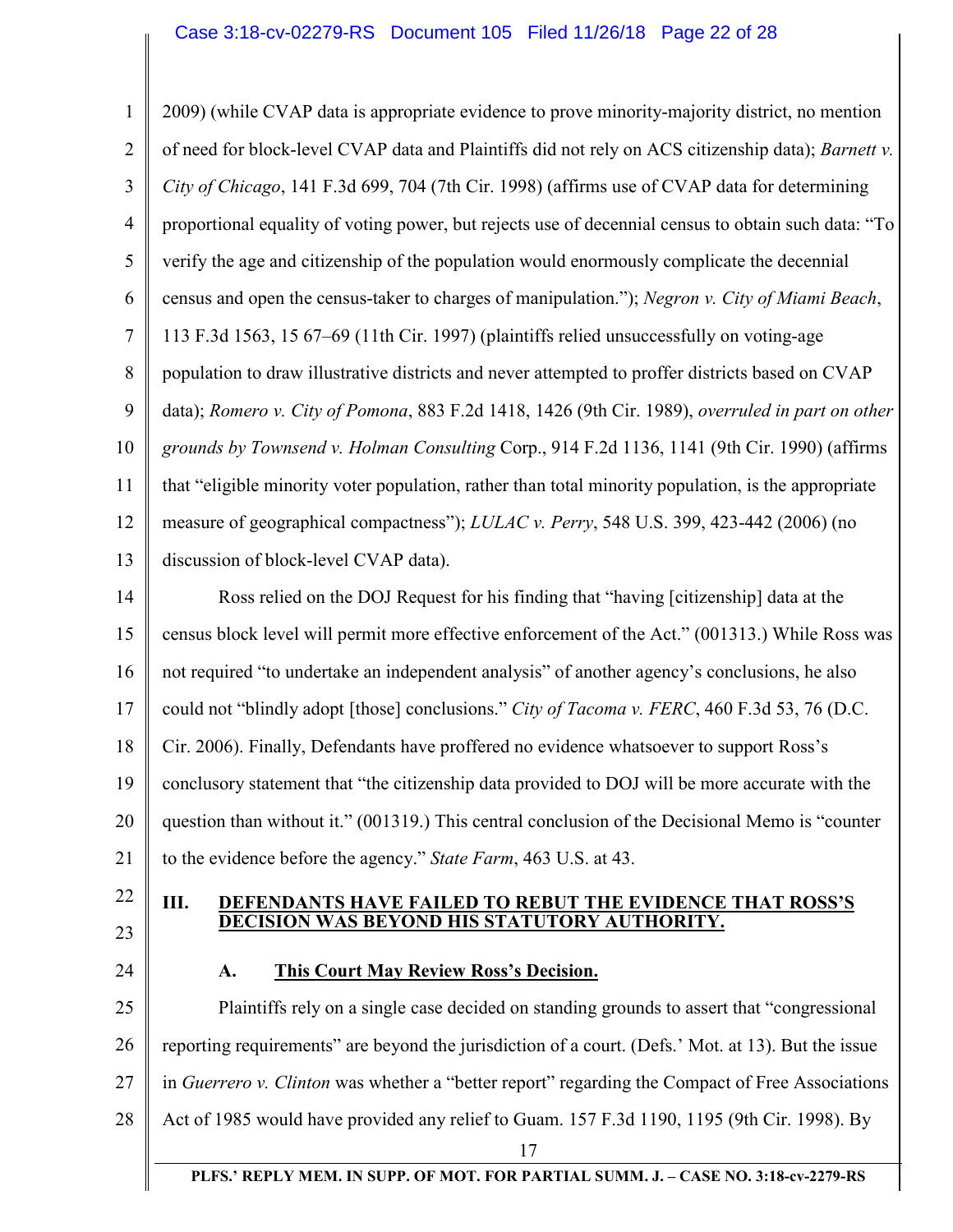2009) (while CVAP data is appropriate evidence to prove minority-majority district, no mention of need for block-level CVAP data and Plaintiffs did not rely on ACS citizenship data); *Barnett v. City of Chicago*, 141 F.3d 699, 704 (7th Cir. 1998) (affirms use of CVAP data for determining proportional equality of voting power, but rejects use of decennial census to obtain such data: "To verify the age and citizenship of the population would enormously complicate the decennial census and open the census-taker to charges of manipulation."); *Negron v. City of Miami Beach*, 113 F.3d 1563, 15 67–69 (11th Cir. 1997) (plaintiffs relied unsuccessfully on voting-age population to draw illustrative districts and never attempted to proffer districts based on CVAP data); *Romero v. City of Pomona*, 883 F.2d 1418, 1426 (9th Cir. 1989), *overruled in part on other grounds by Townsend v. Holman Consulting* Corp., 914 F.2d 1136, 1141 (9th Cir. 1990) (affirms that "eligible minority voter population, rather than total minority population, is the appropriate measure of geographical compactness"); *LULAC v. Perry*, 548 U.S. 399, 423-442 (2006) (no discussion of block-level CVAP data).

Ross relied on the DOJ Request for his finding that "having [citizenship] data at the census block level will permit more effective enforcement of the Act." (001313.) While Ross was not required "to undertake an independent analysis" of another agency's conclusions, he also could not "blindly adopt [those] conclusions." *City of Tacoma v. FERC*, 460 F.3d 53, 76 (D.C. Cir. 2006). Finally, Defendants have proffered no evidence whatsoever to support Ross's conclusory statement that "the citizenship data provided to DOJ will be more accurate with the question than without it." (001319.) This central conclusion of the Decisional Memo is "counter to the evidence before the agency." *State Farm*, 463 U.S. at 43.

## III. DEFENDANTS HAVE FAILED TO REBUT THE EVIDENCE THAT ROSS'S DECISION WAS BEYOND HIS STATUTORY AUTHORITY.

### A. This Court May Review Ross's Decision.

Plaintiffs rely on a single case decided on standing grounds to assert that "congressional reporting requirements" are beyond the jurisdiction of a court. (Defs.' Mot. at 13). But the issue in *Guerrero v. Clinton* was whether a "better report" regarding the Compact of Free Associations Act of 1985 would have provided any relief to Guam. 157 F.3d 1190, 1195 (9th Cir. 1998). By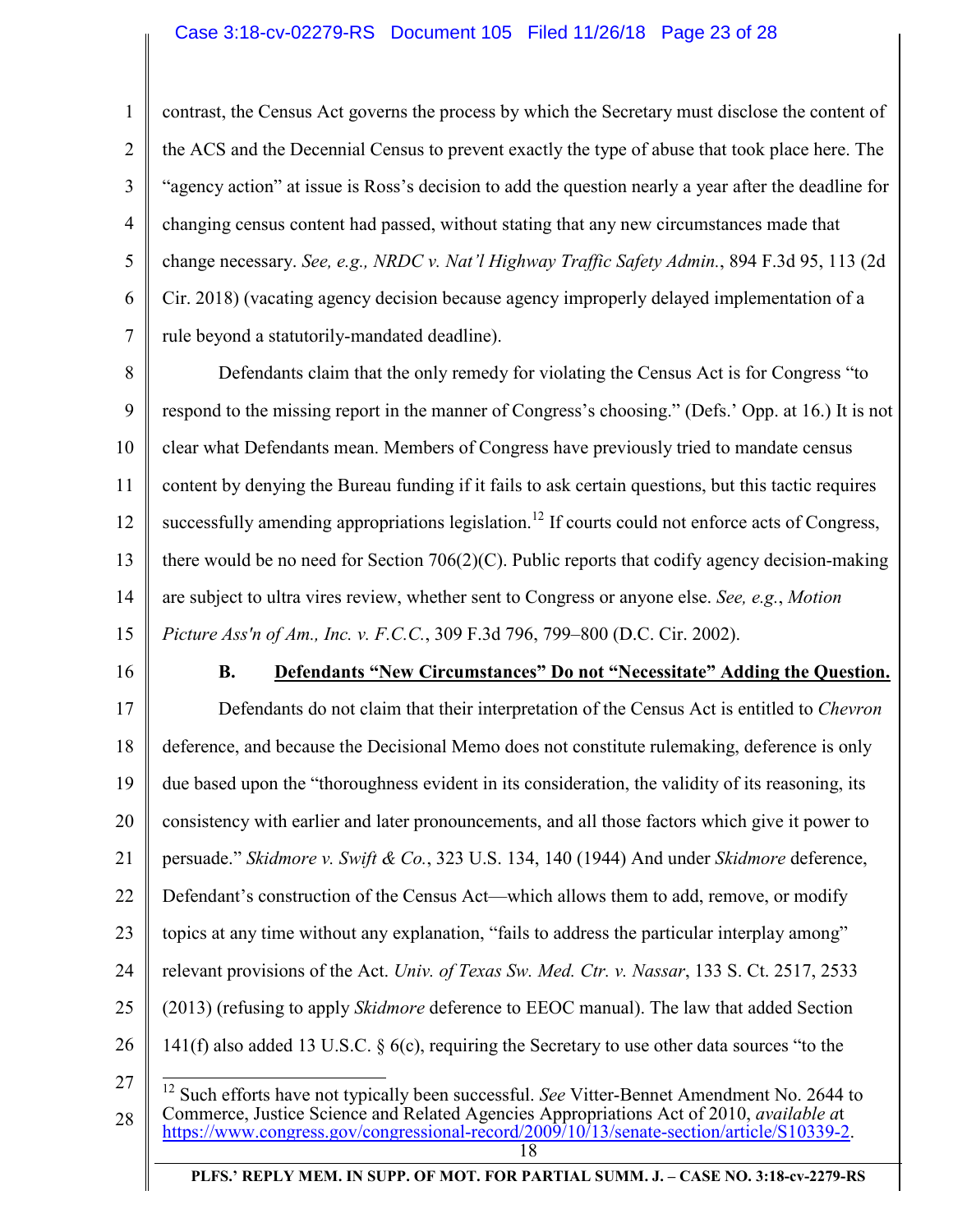contrast, the Census Act governs the process by which the Secretary must disclose the content of the ACS and the Decennial Census to prevent exactly the type of abuse that took place here. The "agency action" at issue is Ross's decision to add the question nearly a year after the deadline for changing census content had passed, without stating that any new circumstances made that change necessary. *See, e.g., NRDC v. Nat'l Highway Traffic Safety Admin.*, 894 F.3d 95, 113 (2d Cir. 2018) (vacating agency decision because agency improperly delayed implementation of a rule beyond a statutorily-mandated deadline).

Defendants claim that the only remedy for violating the Census Act is for Congress "to respond to the missing report in the manner of Congress's choosing." (Defs.' Opp. at 16.) It is not clear what Defendants mean. Members of Congress have previously tried to mandate census content by denying the Bureau funding if it fails to ask certain questions, but this tactic requires successfully amending appropriations legislation.[12] If courts could not enforce acts of Congress, there would be no need for Section 706(2)(C). Public reports that codify agency decision-making are subject to ultra vires review, whether sent to Congress or anyone else. *See, e.g.*, *Motion Picture Ass'n of Am., Inc. v. F.C.C.*, 309 F.3d 796, 799–800 (D.C. Cir. 2002).

### B. Defendants "New Circumstances" Do not "Necessitate" Adding the Question.

Defendants do not claim that their interpretation of the Census Act is entitled to *Chevron* deference, and because the Decisional Memo does not constitute rulemaking, deference is only due based upon the "thoroughness evident in its consideration, the validity of its reasoning, its consistency with earlier and later pronouncements, and all those factors which give it power to persuade." *Skidmore v. Swift & Co.*, 323 U.S. 134, 140 (1944) And under *Skidmore* deference, Defendant's construction of the Census Act—which allows them to add, remove, or modify topics at any time without any explanation, "fails to address the particular interplay among" relevant provisions of the Act. *Univ. of Texas Sw. Med. Ctr. v. Nassar*, 133 S. Ct. 2517, 2533 (2013) (refusing to apply *Skidmore* deference to EEOC manual). The law that added Section 141(f) also added 13 U.S.C. § 6(c), requiring the Secretary to use other data sources "to the

---

[12] Such efforts have not typically been successful. *See* Vitter-Bennet Amendment No. 2644 to Commerce, Justice Science and Related Agencies Appropriations Act of 2010, *available a*t https://www.congress.gov/congressional-record/2009/10/13/senate-section/article/S10339-2.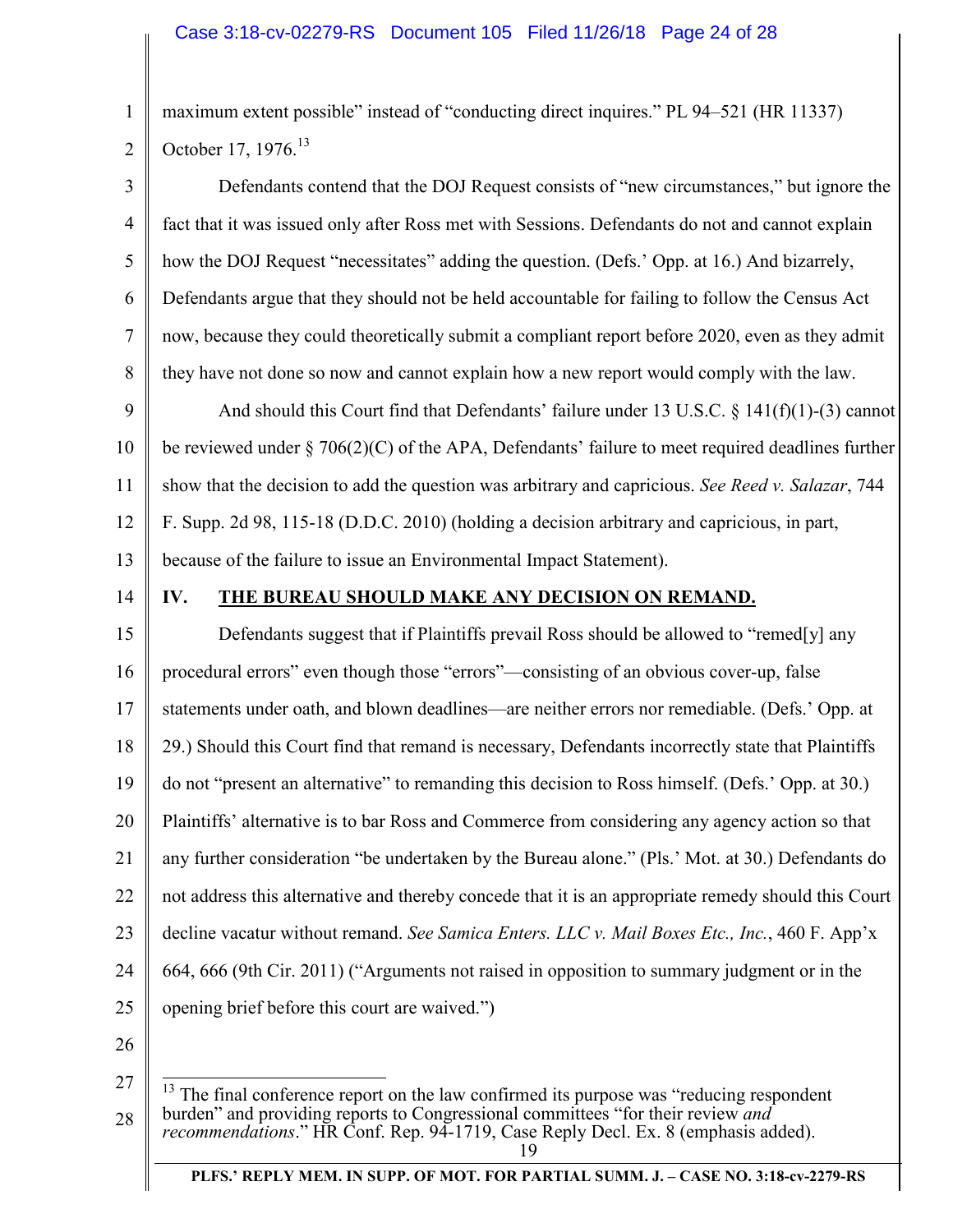maximum extent possible" instead of "conducting direct inquires." PL 94–521 (HR 11337) October 17, 1976.[13]

Defendants contend that the DOJ Request consists of "new circumstances," but ignore the fact that it was issued only after Ross met with Sessions. Defendants do not and cannot explain how the DOJ Request "necessitates" adding the question. (Defs.' Opp. at 16.) And bizarrely, Defendants argue that they should not be held accountable for failing to follow the Census Act now, because they could theoretically submit a compliant report before 2020, even as they admit they have not done so now and cannot explain how a new report would comply with the law.

And should this Court find that Defendants' failure under 13 U.S.C. § 141(f)(1)-(3) cannot be reviewed under § 706(2)(C) of the APA, Defendants' failure to meet required deadlines further show that the decision to add the question was arbitrary and capricious. *See Reed v. Salazar*, 744 F. Supp. 2d 98, 115-18 (D.D.C. 2010) (holding a decision arbitrary and capricious, in part, because of the failure to issue an Environmental Impact Statement).

## IV. THE BUREAU SHOULD MAKE ANY DECISION ON REMAND.

Defendants suggest that if Plaintiffs prevail Ross should be allowed to "remed[y] any procedural errors" even though those "errors"—consisting of an obvious cover-up, false statements under oath, and blown deadlines—are neither errors nor remediable. (Defs.' Opp. at 29.) Should this Court find that remand is necessary, Defendants incorrectly state that Plaintiffs do not "present an alternative" to remanding this decision to Ross himself. (Defs.' Opp. at 30.) Plaintiffs' alternative is to bar Ross and Commerce from considering any agency action so that any further consideration "be undertaken by the Bureau alone." (Pls.' Mot. at 30.) Defendants do not address this alternative and thereby concede that it is an appropriate remedy should this Court decline vacatur without remand. *See Samica Enters. LLC v. Mail Boxes Etc., Inc.*, 460 F. App'x 664, 666 (9th Cir. 2011) ("Arguments not raised in opposition to summary judgment or in the opening brief before this court are waived.")

---

[13] The final conference report on the law confirmed its purpose was "reducing respondent burden" and providing reports to Congressional committees "for their review *and recommendations*." HR Conf. Rep. 94-1719, Case Reply Decl. Ex. 8 (emphasis added).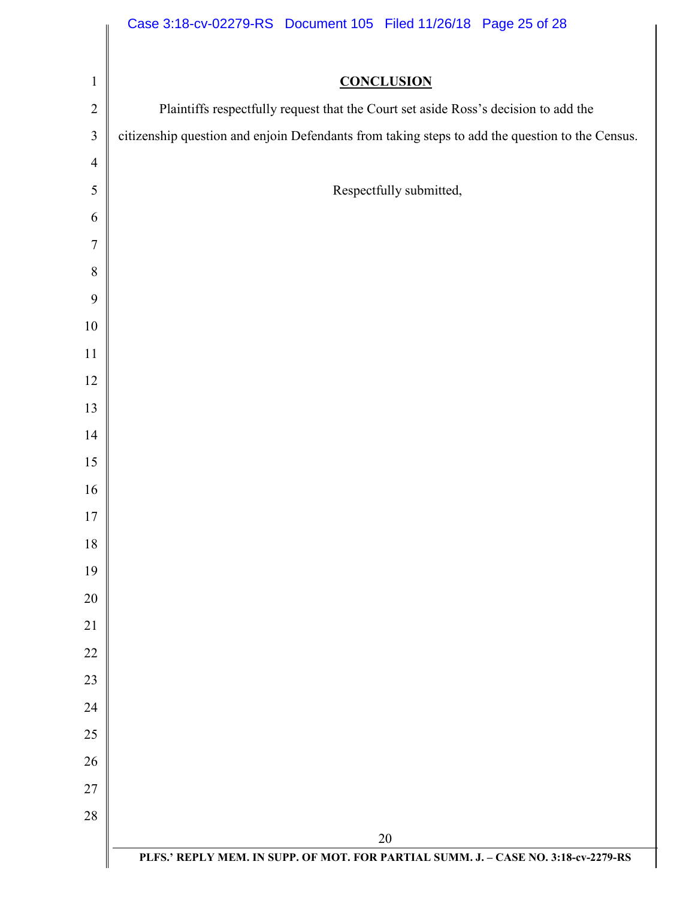## CONCLUSION

Plaintiffs respectfully request that the Court set aside Ross's decision to add the citizenship question and enjoin Defendants from taking steps to add the question to the Census.

Respectfully submitted,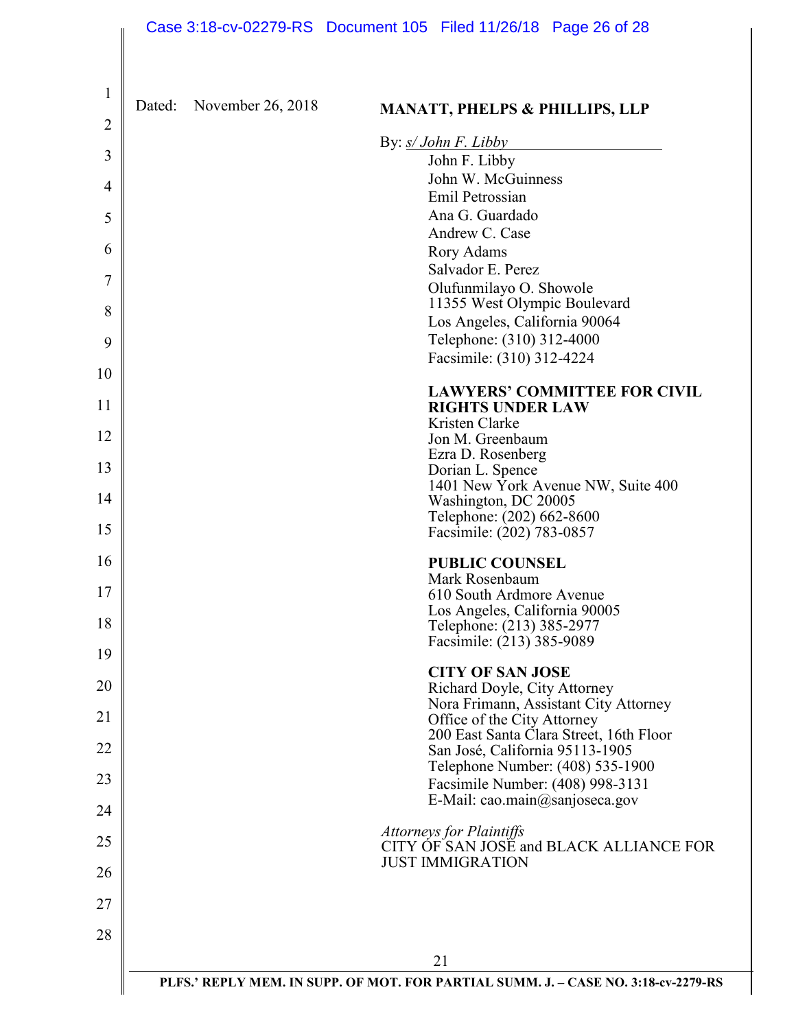Dated: November 26, 2018

**MANATT, PHELPS & PHILLIPS, LLP**

By: *s/ John F. Libby*

John F. Libby
John W. McGuinness
Emil Petrossian
Ana G. Guardado
Andrew C. Case
Rory Adams
Salvador E. Perez
Olufunmilayo O. Showole
11355 West Olympic Boulevard
Los Angeles, California 90064
Telephone: (310) 312-4000
Facsimile: (310) 312-4224

**LAWYERS' COMMITTEE FOR CIVIL RIGHTS UNDER LAW**
Kristen Clarke
Jon M. Greenbaum
Ezra D. Rosenberg
Dorian L. Spence
1401 New York Avenue NW, Suite 400
Washington, DC 20005
Telephone: (202) 662-8600
Facsimile: (202) 783-0857

**PUBLIC COUNSEL**
Mark Rosenbaum
610 South Ardmore Avenue
Los Angeles, California 90005
Telephone: (213) 385-2977
Facsimile: (213) 385-9089

**CITY OF SAN JOSE**
Richard Doyle, City Attorney
Nora Frimann, Assistant City Attorney
Office of the City Attorney
200 East Santa Clara Street, 16th Floor
San José, California 95113-1905
Telephone Number: (408) 535-1900
Facsimile Number: (408) 998-3131
E-Mail: cao.main@sanjoseca.gov

*Attorneys for Plaintiffs*
CITY OF SAN JOSE and BLACK ALLIANCE FOR JUST IMMIGRATION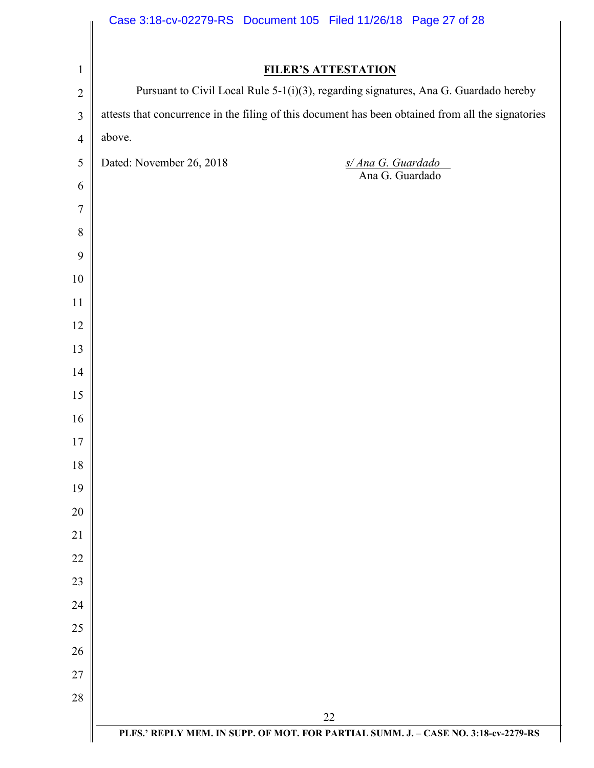## FILER'S ATTESTATION

Pursuant to Civil Local Rule 5-1(i)(3), regarding signatures, Ana G. Guardado hereby attests that concurrence in the filing of this document has been obtained from all the signatories above.

Dated: November 26, 2018

*s/ Ana G. Guardado*
Ana G. Guardado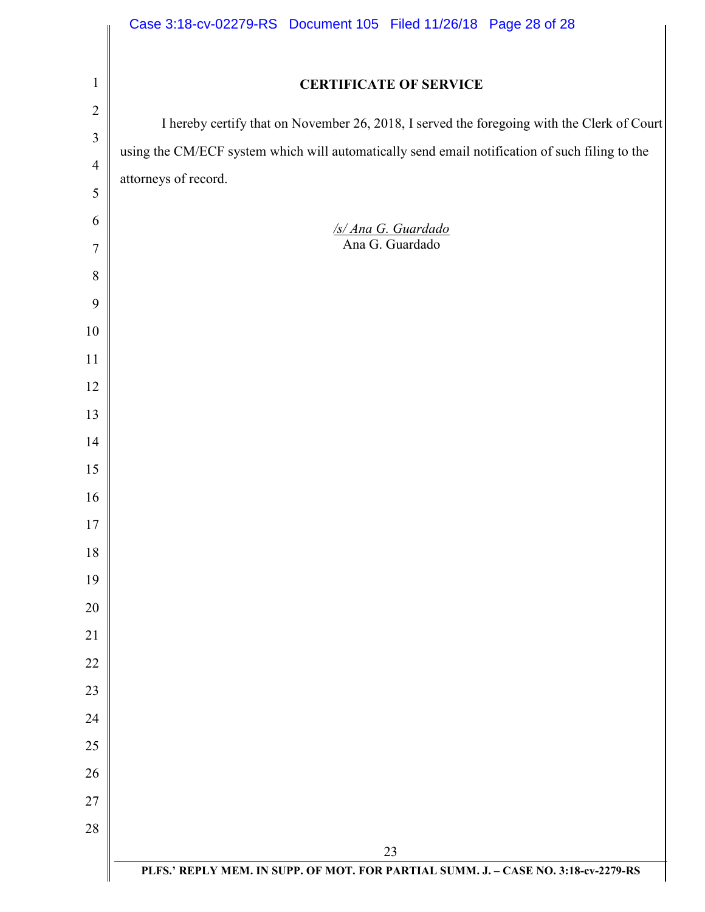**CERTIFICATE OF SERVICE**

I hereby certify that on November 26, 2018, I served the foregoing with the Clerk of Court using the CM/ECF system which will automatically send email notification of such filing to the attorneys of record.

/s/ Ana G. Guardado
Ana G. Guardado